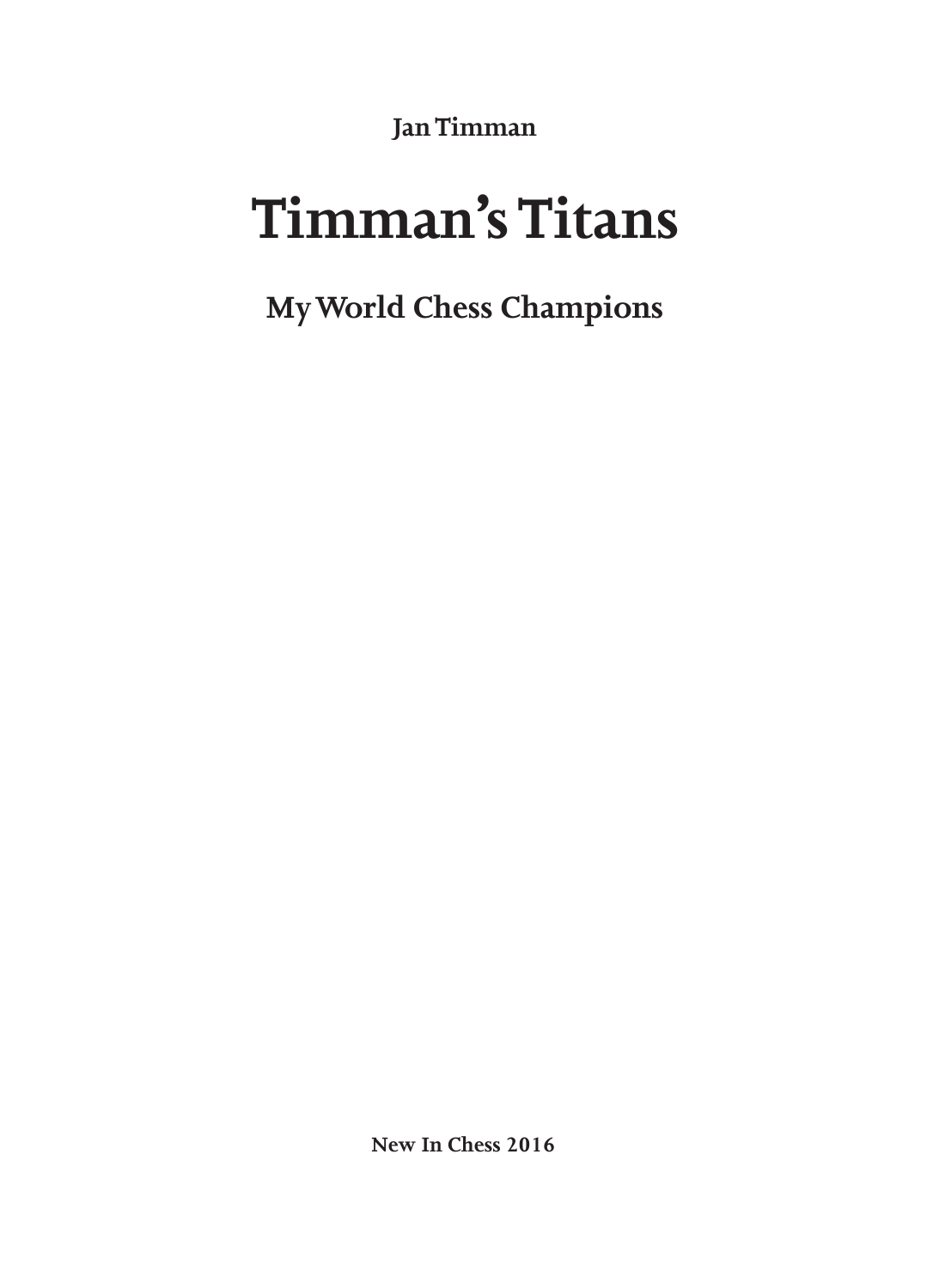**Jan Timman**

# Timman's Titans

## My World Chess Champions

**New In Chess 2016**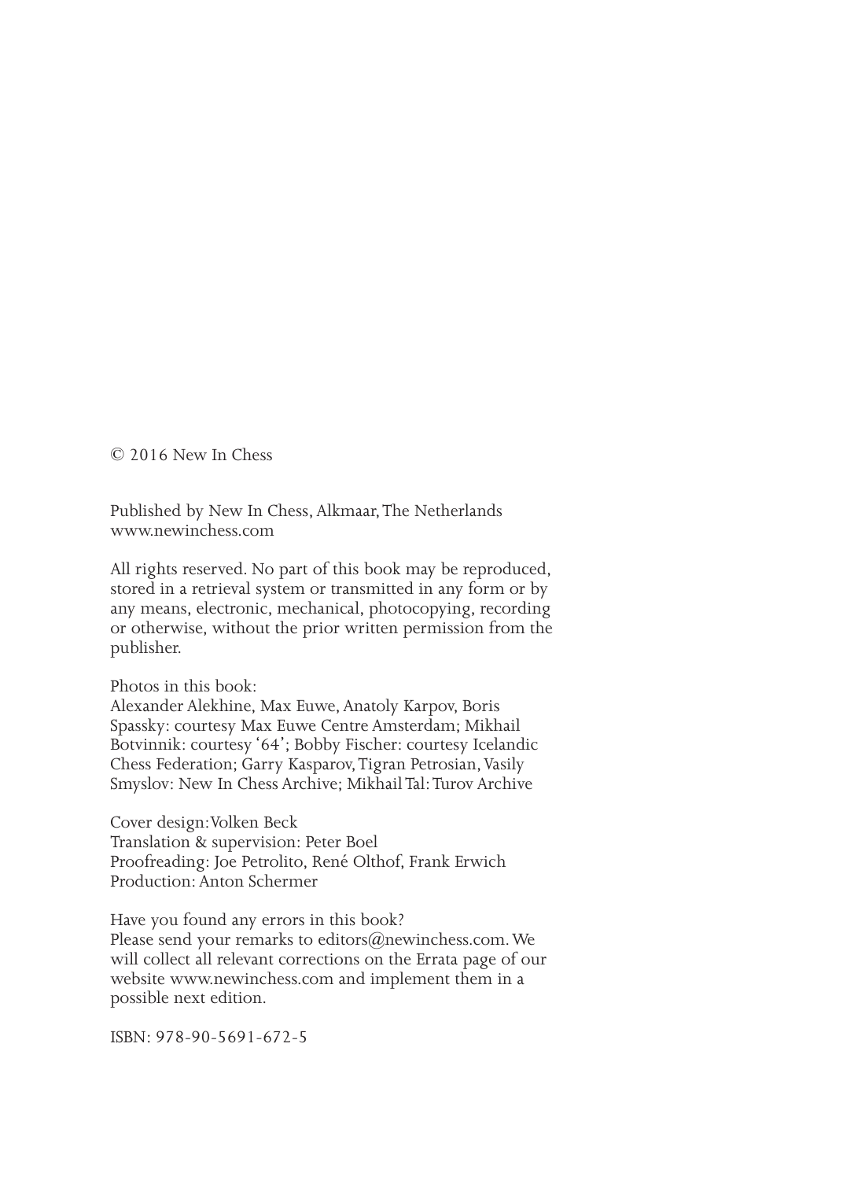© 2016 New In Chess

Published by New In Chess, Alkmaar, The Netherlands
www.newinchess.com

All rights reserved. No part of this book may be reproduced, stored in a retrieval system or transmitted in any form or by any means, electronic, mechanical, photocopying, recording or otherwise, without the prior written permission from the publisher.

Photos in this book:
Alexander Alekhine, Max Euwe, Anatoly Karpov, Boris Spassky: courtesy Max Euwe Centre Amsterdam; Mikhail Botvinnik: courtesy '64'; Bobby Fischer: courtesy Icelandic Chess Federation; Garry Kasparov, Tigran Petrosian, Vasily Smyslov: New In Chess Archive; Mikhail Tal: Turov Archive

Cover design: Volken Beck
Translation & supervision: Peter Boel
Proofreading: Joe Petrolito, René Olthof, Frank Erwich
Production: Anton Schermer

Have you found any errors in this book?
Please send your remarks to editors@newinchess.com. We will collect all relevant corrections on the Errata page of our website www.newinchess.com and implement them in a possible next edition.

ISBN: 978-90-5691-672-5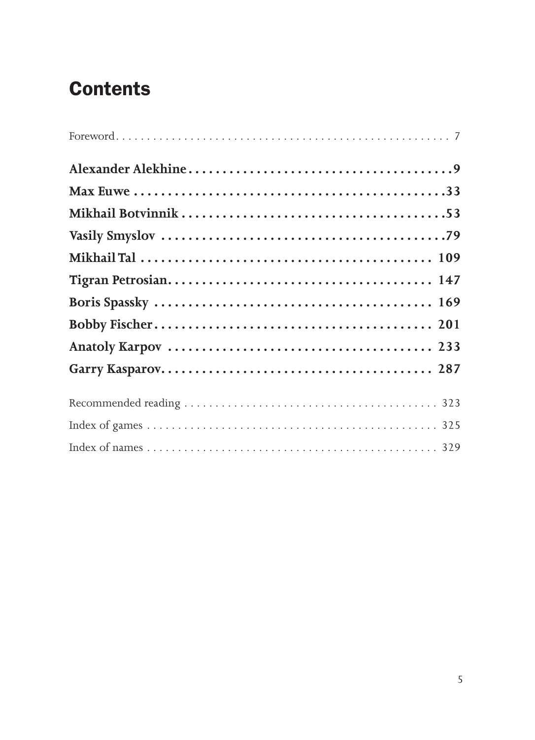# Contents

Foreword . . . . . . . . . . . . . . . . . . . . . . . . . . . . . . . . . . . . . . . . . . . . . . . . . . . . . 7

**Alexander Alekhine . . . . . . . . . . . . . . . . . . . . . . . . . . . . . . . . . . . . . . . 9**

**Max Euwe . . . . . . . . . . . . . . . . . . . . . . . . . . . . . . . . . . . . . . . . . . . . . 33**

**Mikhail Botvinnik . . . . . . . . . . . . . . . . . . . . . . . . . . . . . . . . . . . . . . 53**

**Vasily Smyslov . . . . . . . . . . . . . . . . . . . . . . . . . . . . . . . . . . . . . . . . . 79**

**Mikhail Tal . . . . . . . . . . . . . . . . . . . . . . . . . . . . . . . . . . . . . . . . . . . 109**

**Tigran Petrosian . . . . . . . . . . . . . . . . . . . . . . . . . . . . . . . . . . . . . . . 147**

**Boris Spassky . . . . . . . . . . . . . . . . . . . . . . . . . . . . . . . . . . . . . . . . . 169**

**Bobby Fischer . . . . . . . . . . . . . . . . . . . . . . . . . . . . . . . . . . . . . . . . . 201**

**Anatoly Karpov . . . . . . . . . . . . . . . . . . . . . . . . . . . . . . . . . . . . . . . . 233**

**Garry Kasparov . . . . . . . . . . . . . . . . . . . . . . . . . . . . . . . . . . . . . . . . 287**

Recommended reading . . . . . . . . . . . . . . . . . . . . . . . . . . . . . . . . . . . . . . . . 323

Index of games . . . . . . . . . . . . . . . . . . . . . . . . . . . . . . . . . . . . . . . . . . . . 325

Index of names . . . . . . . . . . . . . . . . . . . . . . . . . . . . . . . . . . . . . . . . . . . . 329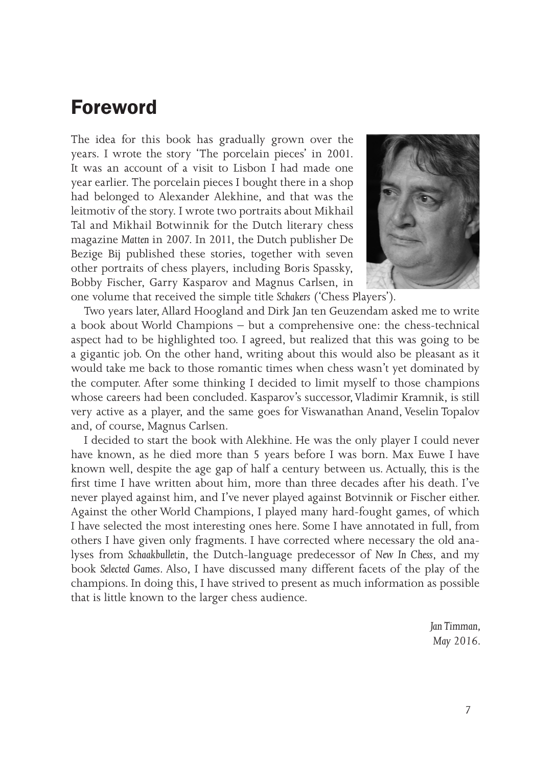# Foreword

The idea for this book has gradually grown over the years. I wrote the story 'The porcelain pieces' in 2001. It was an account of a visit to Lisbon I had made one year earlier. The porcelain pieces I bought there in a shop had belonged to Alexander Alekhine, and that was the leitmotiv of the story. I wrote two portraits about Mikhail Tal and Mikhail Botwinnik for the Dutch literary chess magazine *Matten* in 2007. In 2011, the Dutch publisher De Bezige Bij published these stories, together with seven other portraits of chess players, including Boris Spassky, Bobby Fischer, Garry Kasparov and Magnus Carlsen, in one volume that received the simple title *Schakers* ('Chess Players').

Two years later, Allard Hoogland and Dirk Jan ten Geuzendam asked me to write a book about World Champions – but a comprehensive one: the chess-technical aspect had to be highlighted too. I agreed, but realized that this was going to be a gigantic job. On the other hand, writing about this would also be pleasant as it would take me back to those romantic times when chess wasn't yet dominated by the computer. After some thinking I decided to limit myself to those champions whose careers had been concluded. Kasparov's successor, Vladimir Kramnik, is still very active as a player, and the same goes for Viswanathan Anand, Veselin Topalov and, of course, Magnus Carlsen.

I decided to start the book with Alekhine. He was the only player I could never have known, as he died more than 5 years before I was born. Max Euwe I have known well, despite the age gap of half a century between us. Actually, this is the first time I have written about him, more than three decades after his death. I've never played against him, and I've never played against Botvinnik or Fischer either. Against the other World Champions, I played many hard-fought games, of which I have selected the most interesting ones here. Some I have annotated in full, from others I have given only fragments. I have corrected where necessary the old analyses from *Schaakbulletin*, the Dutch-language predecessor of *New In Chess*, and my book *Selected Games*. Also, I have discussed many different facets of the play of the champions. In doing this, I have strived to present as much information as possible that is little known to the larger chess audience.

*Jan Timman,*
*May 2016.*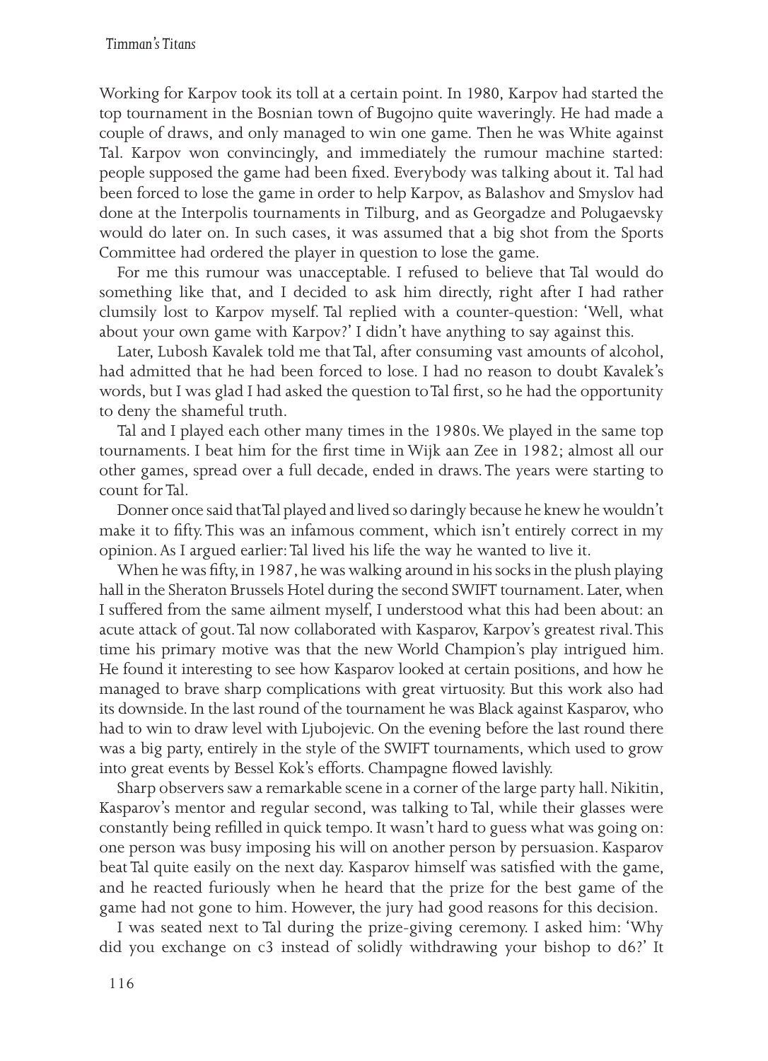Working for Karpov took its toll at a certain point. In 1980, Karpov had started the top tournament in the Bosnian town of Bugojno quite waveringly. He had made a couple of draws, and only managed to win one game. Then he was White against Tal. Karpov won convincingly, and immediately the rumour machine started: people supposed the game had been fixed. Everybody was talking about it. Tal had been forced to lose the game in order to help Karpov, as Balashov and Smyslov had done at the Interpolis tournaments in Tilburg, and as Georgadze and Polugaevsky would do later on. In such cases, it was assumed that a big shot from the Sports Committee had ordered the player in question to lose the game.

For me this rumour was unacceptable. I refused to believe that Tal would do something like that, and I decided to ask him directly, right after I had rather clumsily lost to Karpov myself. Tal replied with a counter-question: 'Well, what about your own game with Karpov?' I didn't have anything to say against this.

Later, Lubosh Kavalek told me that Tal, after consuming vast amounts of alcohol, had admitted that he had been forced to lose. I had no reason to doubt Kavalek's words, but I was glad I had asked the question to Tal first, so he had the opportunity to deny the shameful truth.

Tal and I played each other many times in the 1980s. We played in the same top tournaments. I beat him for the first time in Wijk aan Zee in 1982; almost all our other games, spread over a full decade, ended in draws. The years were starting to count for Tal.

Donner once said that Tal played and lived so daringly because he knew he wouldn't make it to fifty. This was an infamous comment, which isn't entirely correct in my opinion. As I argued earlier: Tal lived his life the way he wanted to live it.

When he was fifty, in 1987, he was walking around in his socks in the plush playing hall in the Sheraton Brussels Hotel during the second SWIFT tournament. Later, when I suffered from the same ailment myself, I understood what this had been about: an acute attack of gout. Tal now collaborated with Kasparov, Karpov's greatest rival. This time his primary motive was that the new World Champion's play intrigued him. He found it interesting to see how Kasparov looked at certain positions, and how he managed to brave sharp complications with great virtuosity. But this work also had its downside. In the last round of the tournament he was Black against Kasparov, who had to win to draw level with Ljubojevic. On the evening before the last round there was a big party, entirely in the style of the SWIFT tournaments, which used to grow into great events by Bessel Kok's efforts. Champagne flowed lavishly.

Sharp observers saw a remarkable scene in a corner of the large party hall. Nikitin, Kasparov's mentor and regular second, was talking to Tal, while their glasses were constantly being refilled in quick tempo. It wasn't hard to guess what was going on: one person was busy imposing his will on another person by persuasion. Kasparov beat Tal quite easily on the next day. Kasparov himself was satisfied with the game, and he reacted furiously when he heard that the prize for the best game of the game had not gone to him. However, the jury had good reasons for this decision.

I was seated next to Tal during the prize-giving ceremony. I asked him: 'Why did you exchange on c3 instead of solidly withdrawing your bishop to d6?' It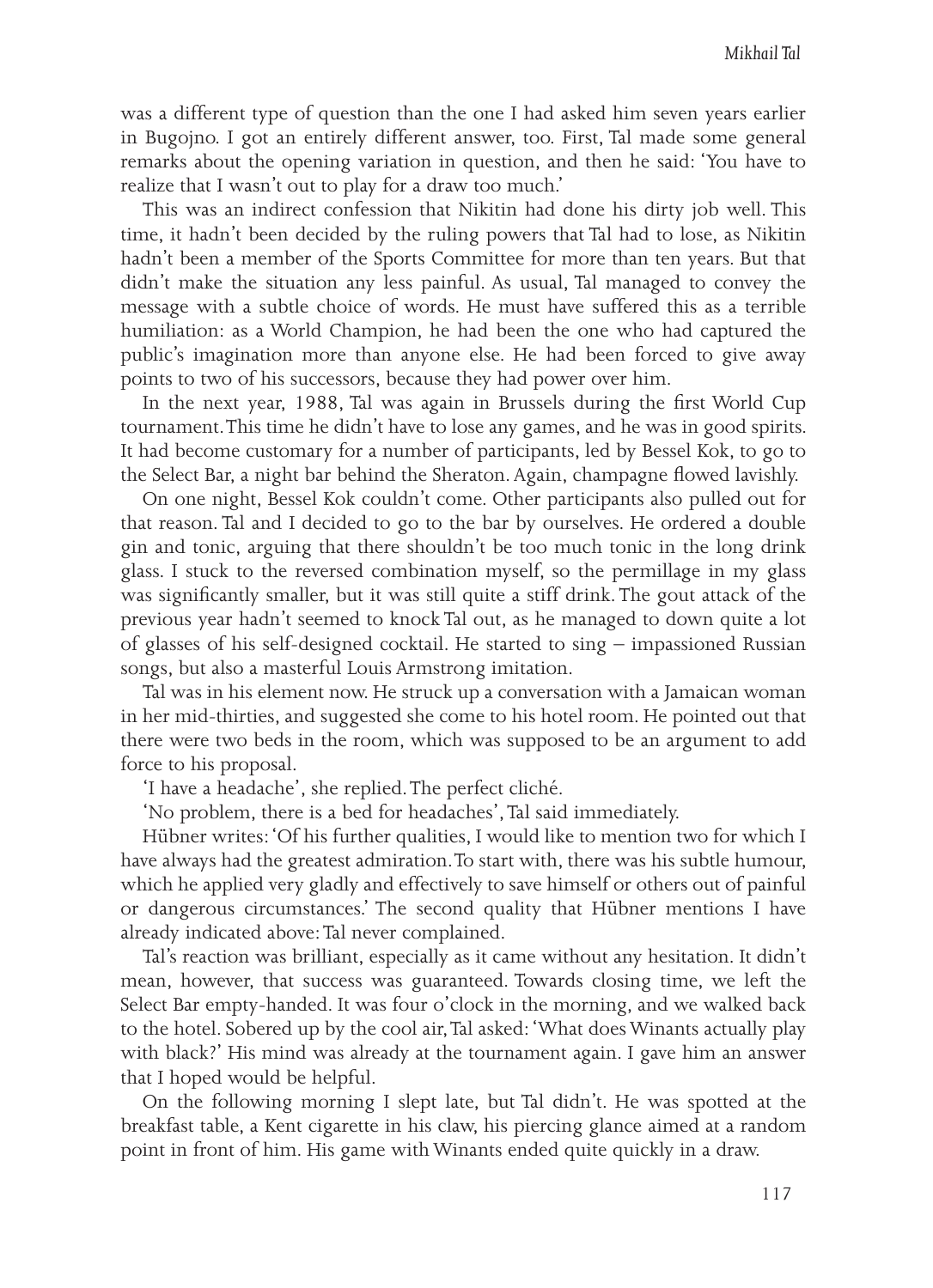was a different type of question than the one I had asked him seven years earlier in Bugojno. I got an entirely different answer, too. First, Tal made some general remarks about the opening variation in question, and then he said: 'You have to realize that I wasn't out to play for a draw too much.'

This was an indirect confession that Nikitin had done his dirty job well. This time, it hadn't been decided by the ruling powers that Tal had to lose, as Nikitin hadn't been a member of the Sports Committee for more than ten years. But that didn't make the situation any less painful. As usual, Tal managed to convey the message with a subtle choice of words. He must have suffered this as a terrible humiliation: as a World Champion, he had been the one who had captured the public's imagination more than anyone else. He had been forced to give away points to two of his successors, because they had power over him.

In the next year, 1988, Tal was again in Brussels during the first World Cup tournament. This time he didn't have to lose any games, and he was in good spirits. It had become customary for a number of participants, led by Bessel Kok, to go to the Select Bar, a night bar behind the Sheraton. Again, champagne flowed lavishly.

On one night, Bessel Kok couldn't come. Other participants also pulled out for that reason. Tal and I decided to go to the bar by ourselves. He ordered a double gin and tonic, arguing that there shouldn't be too much tonic in the long drink glass. I stuck to the reversed combination myself, so the permillage in my glass was significantly smaller, but it was still quite a stiff drink. The gout attack of the previous year hadn't seemed to knock Tal out, as he managed to down quite a lot of glasses of his self-designed cocktail. He started to sing – impassioned Russian songs, but also a masterful Louis Armstrong imitation.

Tal was in his element now. He struck up a conversation with a Jamaican woman in her mid-thirties, and suggested she come to his hotel room. He pointed out that there were two beds in the room, which was supposed to be an argument to add force to his proposal.

'I have a headache', she replied. The perfect cliché.

'No problem, there is a bed for headaches', Tal said immediately.

Hübner writes: 'Of his further qualities, I would like to mention two for which I have always had the greatest admiration. To start with, there was his subtle humour, which he applied very gladly and effectively to save himself or others out of painful or dangerous circumstances.' The second quality that Hübner mentions I have already indicated above: Tal never complained.

Tal's reaction was brilliant, especially as it came without any hesitation. It didn't mean, however, that success was guaranteed. Towards closing time, we left the Select Bar empty-handed. It was four o'clock in the morning, and we walked back to the hotel. Sobered up by the cool air, Tal asked: 'What does Winants actually play with black?' His mind was already at the tournament again. I gave him an answer that I hoped would be helpful.

On the following morning I slept late, but Tal didn't. He was spotted at the breakfast table, a Kent cigarette in his claw, his piercing glance aimed at a random point in front of him. His game with Winants ended quite quickly in a draw.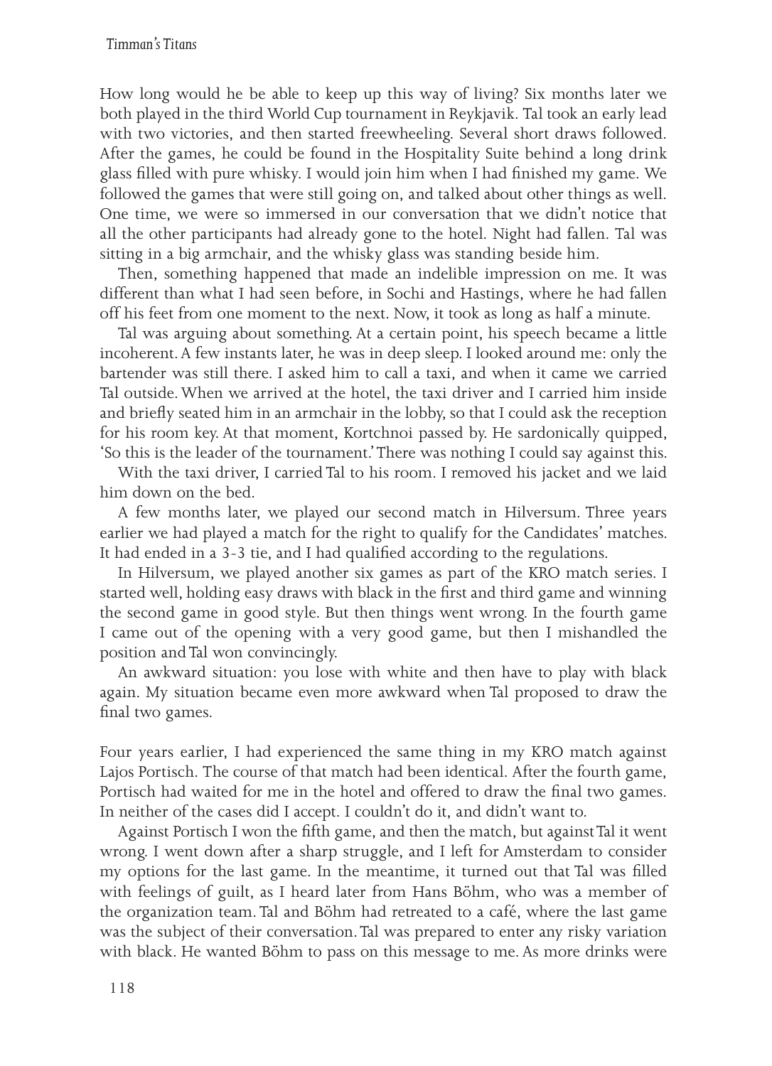How long would he be able to keep up this way of living? Six months later we both played in the third World Cup tournament in Reykjavik. Tal took an early lead with two victories, and then started freewheeling. Several short draws followed. After the games, he could be found in the Hospitality Suite behind a long drink glass filled with pure whisky. I would join him when I had finished my game. We followed the games that were still going on, and talked about other things as well. One time, we were so immersed in our conversation that we didn't notice that all the other participants had already gone to the hotel. Night had fallen. Tal was sitting in a big armchair, and the whisky glass was standing beside him.

Then, something happened that made an indelible impression on me. It was different than what I had seen before, in Sochi and Hastings, where he had fallen off his feet from one moment to the next. Now, it took as long as half a minute.

Tal was arguing about something. At a certain point, his speech became a little incoherent. A few instants later, he was in deep sleep. I looked around me: only the bartender was still there. I asked him to call a taxi, and when it came we carried Tal outside. When we arrived at the hotel, the taxi driver and I carried him inside and briefly seated him in an armchair in the lobby, so that I could ask the reception for his room key. At that moment, Kortchnoi passed by. He sardonically quipped, 'So this is the leader of the tournament.' There was nothing I could say against this.

With the taxi driver, I carried Tal to his room. I removed his jacket and we laid him down on the bed.

A few months later, we played our second match in Hilversum. Three years earlier we had played a match for the right to qualify for the Candidates' matches. It had ended in a 3-3 tie, and I had qualified according to the regulations.

In Hilversum, we played another six games as part of the KRO match series. I started well, holding easy draws with black in the first and third game and winning the second game in good style. But then things went wrong. In the fourth game I came out of the opening with a very good game, but then I mishandled the position and Tal won convincingly.

An awkward situation: you lose with white and then have to play with black again. My situation became even more awkward when Tal proposed to draw the final two games.

Four years earlier, I had experienced the same thing in my KRO match against Lajos Portisch. The course of that match had been identical. After the fourth game, Portisch had waited for me in the hotel and offered to draw the final two games. In neither of the cases did I accept. I couldn't do it, and didn't want to.

Against Portisch I won the fifth game, and then the match, but against Tal it went wrong. I went down after a sharp struggle, and I left for Amsterdam to consider my options for the last game. In the meantime, it turned out that Tal was filled with feelings of guilt, as I heard later from Hans Böhm, who was a member of the organization team. Tal and Böhm had retreated to a café, where the last game was the subject of their conversation. Tal was prepared to enter any risky variation with black. He wanted Böhm to pass on this message to me. As more drinks were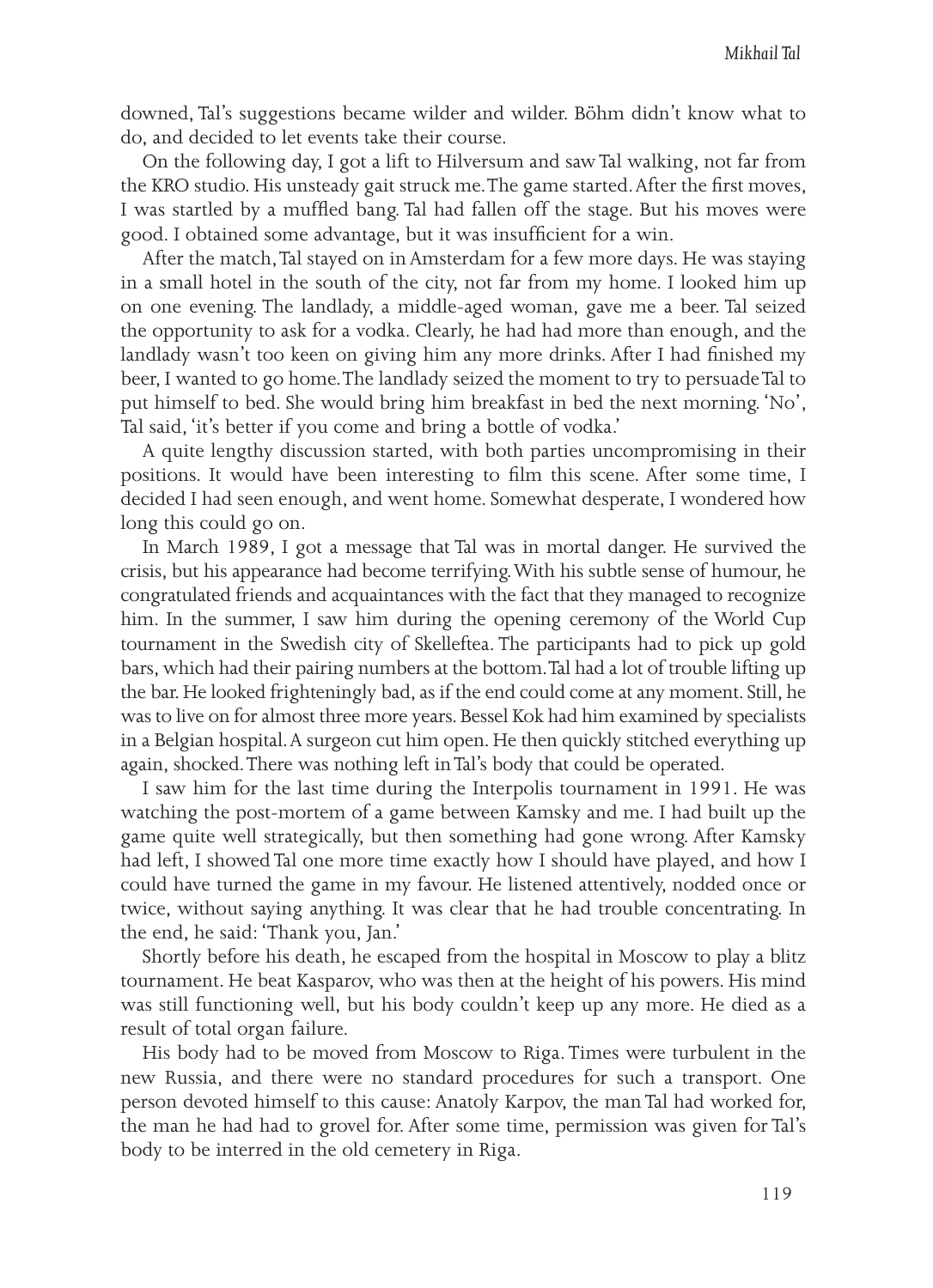downed, Tal's suggestions became wilder and wilder. Böhm didn't know what to do, and decided to let events take their course.

On the following day, I got a lift to Hilversum and saw Tal walking, not far from the KRO studio. His unsteady gait struck me. The game started. After the first moves, I was startled by a muffled bang. Tal had fallen off the stage. But his moves were good. I obtained some advantage, but it was insufficient for a win.

After the match, Tal stayed on in Amsterdam for a few more days. He was staying in a small hotel in the south of the city, not far from my home. I looked him up on one evening. The landlady, a middle-aged woman, gave me a beer. Tal seized the opportunity to ask for a vodka. Clearly, he had had more than enough, and the landlady wasn't too keen on giving him any more drinks. After I had finished my beer, I wanted to go home. The landlady seized the moment to try to persuade Tal to put himself to bed. She would bring him breakfast in bed the next morning. 'No', Tal said, 'it's better if you come and bring a bottle of vodka.'

A quite lengthy discussion started, with both parties uncompromising in their positions. It would have been interesting to film this scene. After some time, I decided I had seen enough, and went home. Somewhat desperate, I wondered how long this could go on.

In March 1989, I got a message that Tal was in mortal danger. He survived the crisis, but his appearance had become terrifying. With his subtle sense of humour, he congratulated friends and acquaintances with the fact that they managed to recognize him. In the summer, I saw him during the opening ceremony of the World Cup tournament in the Swedish city of Skelleftea. The participants had to pick up gold bars, which had their pairing numbers at the bottom. Tal had a lot of trouble lifting up the bar. He looked frighteningly bad, as if the end could come at any moment. Still, he was to live on for almost three more years. Bessel Kok had him examined by specialists in a Belgian hospital. A surgeon cut him open. He then quickly stitched everything up again, shocked. There was nothing left in Tal's body that could be operated.

I saw him for the last time during the Interpolis tournament in 1991. He was watching the post-mortem of a game between Kamsky and me. I had built up the game quite well strategically, but then something had gone wrong. After Kamsky had left, I showed Tal one more time exactly how I should have played, and how I could have turned the game in my favour. He listened attentively, nodded once or twice, without saying anything. It was clear that he had trouble concentrating. In the end, he said: 'Thank you, Jan.'

Shortly before his death, he escaped from the hospital in Moscow to play a blitz tournament. He beat Kasparov, who was then at the height of his powers. His mind was still functioning well, but his body couldn't keep up any more. He died as a result of total organ failure.

His body had to be moved from Moscow to Riga. Times were turbulent in the new Russia, and there were no standard procedures for such a transport. One person devoted himself to this cause: Anatoly Karpov, the man Tal had worked for, the man he had had to grovel for. After some time, permission was given for Tal's body to be interred in the old cemetery in Riga.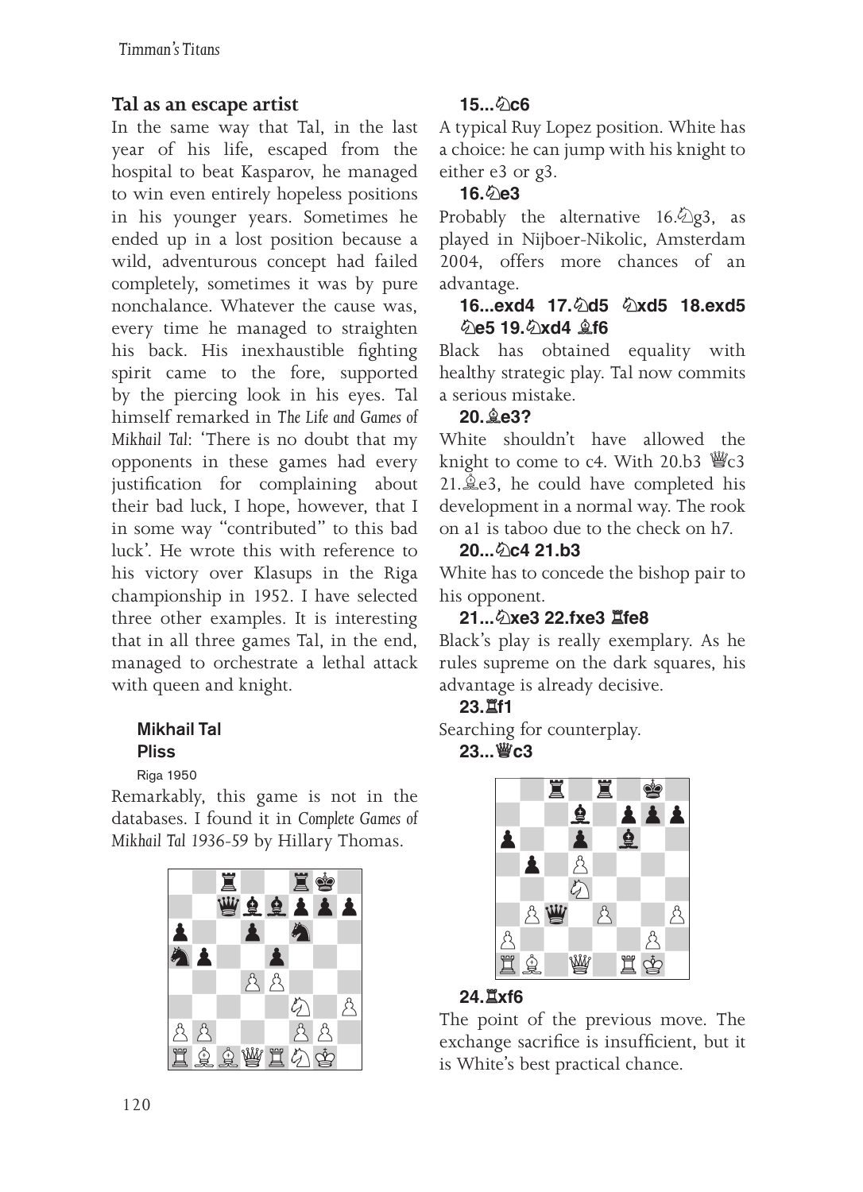## Tal as an escape artist

In the same way that Tal, in the last year of his life, escaped from the hospital to beat Kasparov, he managed to win even entirely hopeless positions in his younger years. Sometimes he ended up in a lost position because a wild, adventurous concept had failed completely, sometimes it was by pure nonchalance. Whatever the cause was, every time he managed to straighten his back. His inexhaustible fighting spirit came to the fore, supported by the piercing look in his eyes. Tal himself remarked in *The Life and Games of Mikhail Tal*: 'There is no doubt that my opponents in these games had every justification for complaining about their bad luck, I hope, however, that I in some way "contributed" to this bad luck'. He wrote this with reference to his victory over Klasups in the Riga championship in 1952. I have selected three other examples. It is interesting that in all three games Tal, in the end, managed to orchestrate a lethal attack with queen and knight.

**Mikhail Tal**
**Pliss**
Riga 1950

Remarkably, this game is not in the databases. I found it in *Complete Games of Mikhail Tal 1936-59* by Hillary Thomas.

**15...♘c6**

A typical Ruy Lopez position. White has a choice: he can jump with his knight to either e3 or g3.

**16.♘e3**

Probably the alternative 16.♘g3, as played in Nijboer-Nikolic, Amsterdam 2004, offers more chances of an advantage.

**16...exd4 17.♘d5 ♘xd5 18.exd5 ♘e5 19.♘xd4 ♗f6**

Black has obtained equality with healthy strategic play. Tal now commits a serious mistake.

**20.♗e3?**

White shouldn't have allowed the knight to come to c4. With 20.b3 ♕c3 21.♗e3, he could have completed his development in a normal way. The rook on a1 is taboo due to the check on h7.

**20...♘c4 21.b3**

White has to concede the bishop pair to his opponent.

**21...♘xe3 22.fxe3 ♖fe8**

Black's play is really exemplary. As he rules supreme on the dark squares, his advantage is already decisive.

**23.♖f1**

Searching for counterplay.

**23...♕c3**

**24.♖xf6**

The point of the previous move. The exchange sacrifice is insufficient, but it is White's best practical chance.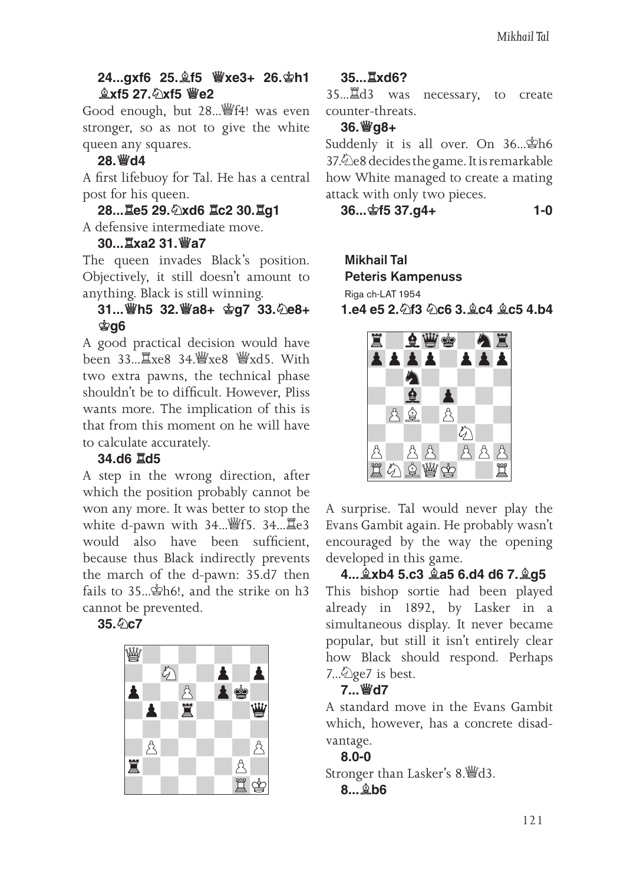**24...gxf6 25.♗f5 ♕xe3+ 26.♔h1 ♗xf5 27.♘xf5 ♕e2**

Good enough, but 28...♕f4! was even stronger, so as not to give the white queen any squares.

**28.♕d4**

A first lifebuoy for Tal. He has a central post for his queen.

**28...♖e5 29.♘xd6 ♖c2 30.♖g1**

A defensive intermediate move.

**30...♖xa2 31.♕a7**

The queen invades Black's position. Objectively, it still doesn't amount to anything. Black is still winning.

**31...♕h5 32.♕a8+ ♔g7 33.♘e8+ ♔g6**

A good practical decision would have been 33...♖xe8 34.♕xe8 ♕xd5. With two extra pawns, the technical phase shouldn't be to difficult. However, Pliss wants more. The implication of this is that from this moment on he will have to calculate accurately.

**34.d6 ♖d5**

A step in the wrong direction, after which the position probably cannot be won any more. It was better to stop the white d-pawn with 34...♕f5. 34...♖e3 would also have been sufficient, because thus Black indirectly prevents the march of the d-pawn: 35.d7 then fails to 35...♔h6!, and the strike on h3 cannot be prevented.

**35.♘c7**

**35...♖xd6?**

35...♖d3 was necessary, to create counter-threats.

**36.♕g8+**

Suddenly it is all over. On 36...♔h6 37.♘e8 decides the game. It is remarkable how White managed to create a mating attack with only two pieces.

**36...♔f5 37.g4+ 1-0**

**Mikhail Tal**
**Peteris Kampenuss**
Riga ch-LAT 1954

**1.e4 e5 2.♘f3 ♘c6 3.♗c4 ♗c5 4.b4**

A surprise. Tal would never play the Evans Gambit again. He probably wasn't encouraged by the way the opening developed in this game.

**4...♗xb4 5.c3 ♗a5 6.d4 d6 7.♗g5**

This bishop sortie had been played already in 1892, by Lasker in a simultaneous display. It never became popular, but still it isn't entirely clear how Black should respond. Perhaps 7...♘ge7 is best.

**7...♕d7**

A standard move in the Evans Gambit which, however, has a concrete disadvantage.

**8.0-0**

Stronger than Lasker's 8.♕d3.

**8...♗b6**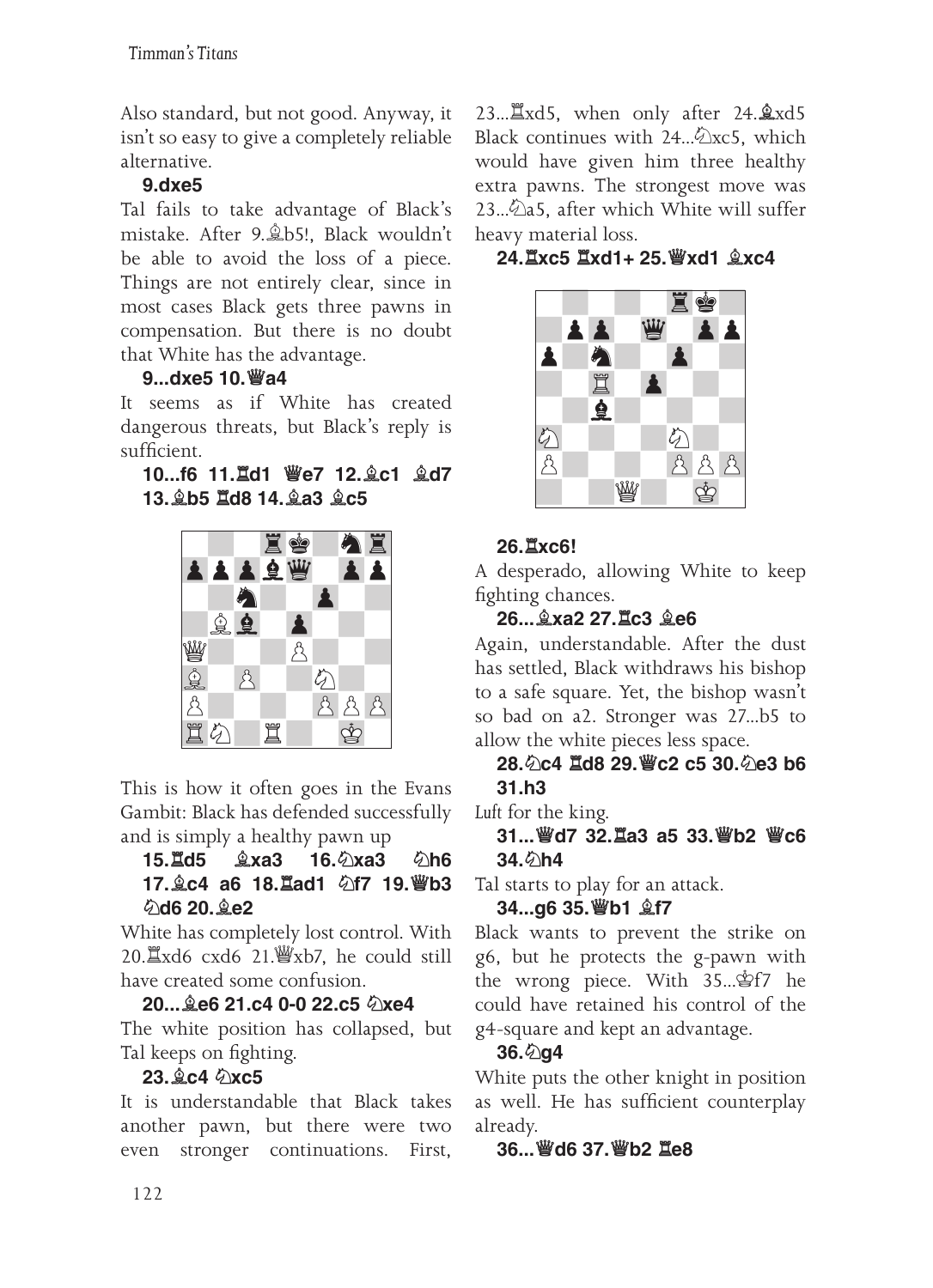Also standard, but not good. Anyway, it isn't so easy to give a completely reliable alternative.

**9.dxe5**

Tal fails to take advantage of Black's mistake. After 9.♗b5!, Black wouldn't be able to avoid the loss of a piece. Things are not entirely clear, since in most cases Black gets three pawns in compensation. But there is no doubt that White has the advantage.

**9...dxe5 10.♕a4**

It seems as if White has created dangerous threats, but Black's reply is sufficient.

**10...f6 11.♖d1 ♕e7 12.♗c1 ♗d7 13.♗b5 ♖d8 14.♗a3 ♗c5**

This is how it often goes in the Evans Gambit: Black has defended successfully and is simply a healthy pawn up

**15.♖d5 ♗xa3 16.♘xa3 ♘h6 17.♗c4 a6 18.♖ad1 ♘f7 19.♕b3 ♘d6 20.♗e2**

White has completely lost control. With 20.♖xd6 cxd6 21.♕xb7, he could still have created some confusion.

**20...♗e6 21.c4 0-0 22.c5 ♘xe4**

The white position has collapsed, but Tal keeps on fighting.

**23.♗c4 ♘xc5**

It is understandable that Black takes another pawn, but there were two even stronger continuations. First, 23...♖xd5, when only after 24.♗xd5 Black continues with 24...♘xc5, which would have given him three healthy extra pawns. The strongest move was 23...♘a5, after which White will suffer heavy material loss.

**24.♖xc5 ♖xd1+ 25.♕xd1 ♗xc4**

**26.♖xc6!**

A desperado, allowing White to keep fighting chances.

**26...♗xa2 27.♖c3 ♗e6**

Again, understandable. After the dust has settled, Black withdraws his bishop to a safe square. Yet, the bishop wasn't so bad on a2. Stronger was 27...b5 to allow the white pieces less space.

**28.♘c4 ♖d8 29.♕c2 c5 30.♘e3 b6 31.h3**

*Luft* for the king.

**31...♕d7 32.♖a3 a5 33.♕b2 ♕c6 34.♘h4**

Tal starts to play for an attack.

**34...g6 35.♕b1 ♗f7**

Black wants to prevent the strike on g6, but he protects the g-pawn with the wrong piece. With 35...♔f7 he could have retained his control of the g4-square and kept an advantage.

**36.♘g4**

White puts the other knight in position as well. He has sufficient counterplay already.

**36...♕d6 37.♕b2 ♖e8**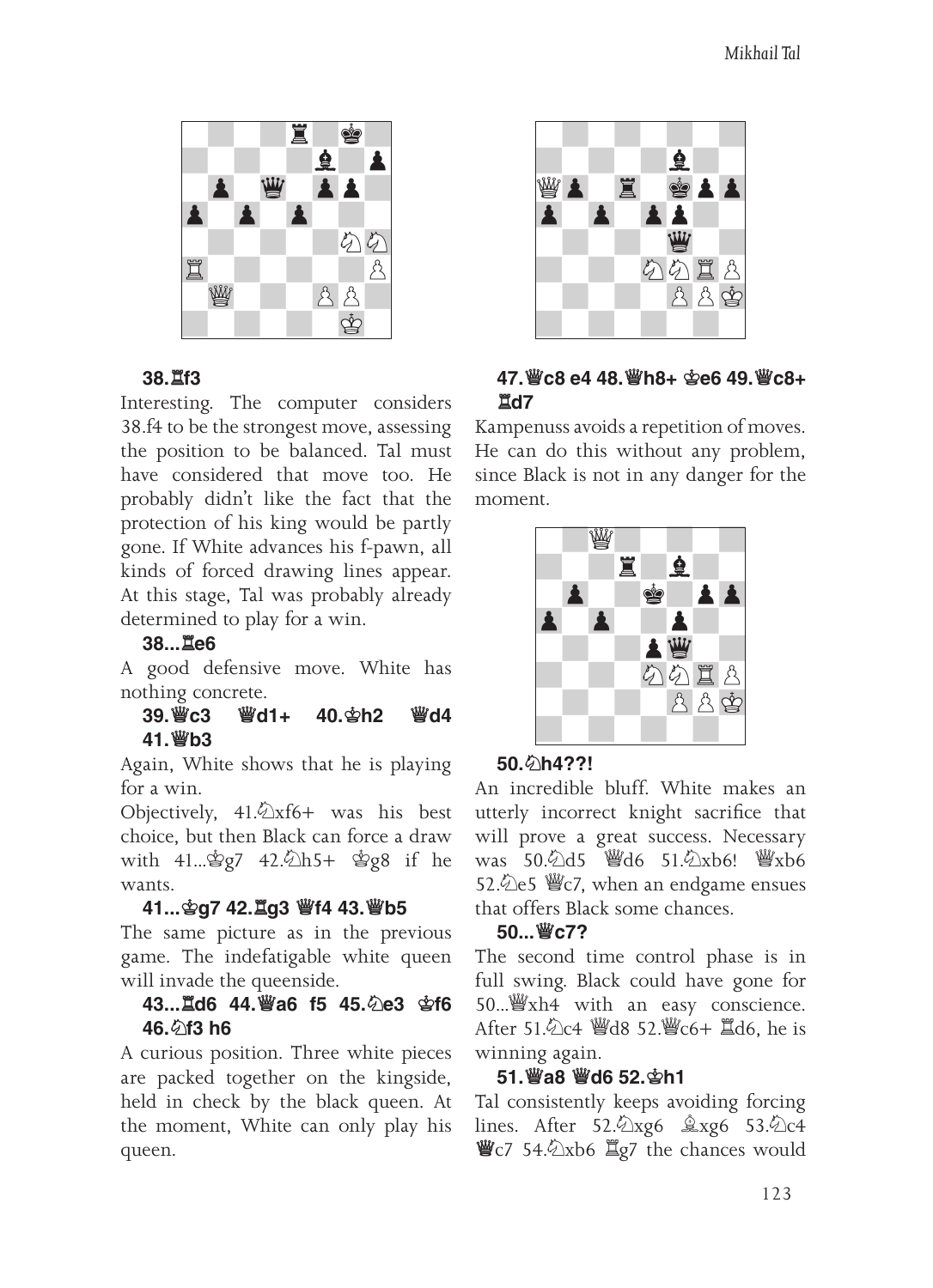**38.♖f3**

Interesting. The computer considers 38.f4 to be the strongest move, assessing the position to be balanced. Tal must have considered that move too. He probably didn't like the fact that the protection of his king would be partly gone. If White advances his f-pawn, all kinds of forced drawing lines appear. At this stage, Tal was probably already determined to play for a win.

**38...♖e6**

A good defensive move. White has nothing concrete.

**39.♕c3 ♕d1+ 40.♔h2 ♕d4 41.♕b3**

Again, White shows that he is playing for a win.

Objectively, 41.♘xf6+ was his best choice, but then Black can force a draw with 41...♔g7 42.♘h5+ ♔g8 if he wants.

**41...♔g7 42.♖g3 ♕f4 43.♕b5**

The same picture as in the previous game. The indefatigable white queen will invade the queenside.

**43...♖d6 44.♕a6 f5 45.♘e3 ♔f6 46.♘f3 h6**

A curious position. Three white pieces are packed together on the kingside, held in check by the black queen. At the moment, White can only play his queen.

**47.♕c8 e4 48.♕h8+ ♔e6 49.♕c8+ ♖d7**

Kampenuss avoids a repetition of moves. He can do this without any problem, since Black is not in any danger for the moment.

**50.♘h4??!**

An incredible bluff. White makes an utterly incorrect knight sacrifice that will prove a great success. Necessary was 50.♘d5 ♕d6 51.♘xb6! ♕xb6 52.♘e5 ♕c7, when an endgame ensues that offers Black some chances.

**50...♕c7?**

The second time control phase is in full swing. Black could have gone for 50...♕xh4 with an easy conscience. After 51.♘c4 ♕d8 52.♕c6+ ♖d6, he is winning again.

**51.♕a8 ♕d6 52.♔h1**

Tal consistently keeps avoiding forcing lines. After 52.♘xg6 ♗xg6 53.♘c4 ♕c7 54.♘xb6 ♖g7 the chances would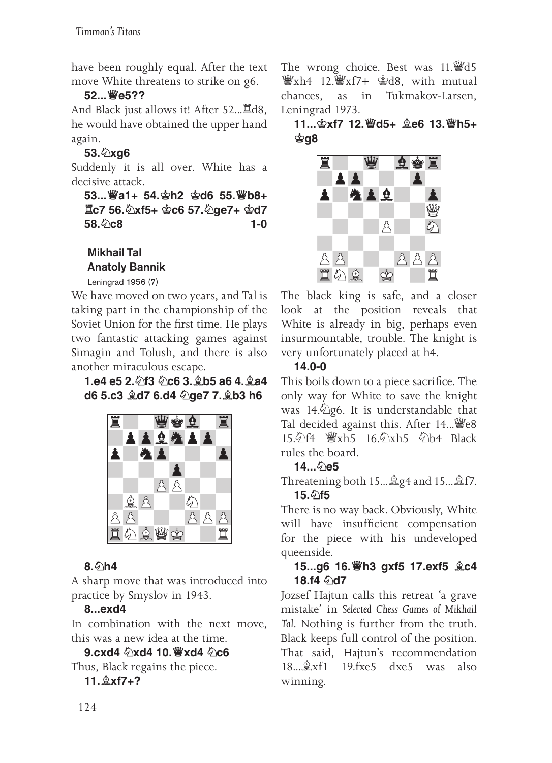have been roughly equal. After the text move White threatens to strike on g6.

**52...♕e5??**

And Black just allows it! After 52...♖d8, he would have obtained the upper hand again.

**53.♘xg6**

Suddenly it is all over. White has a decisive attack.

**53...♕a1+ 54.♔h2 ♔d6 55.♕b8+ ♖c7 56.♘xf5+ ♔c6 57.♘ge7+ ♔d7 58.♘c8 1-0**

**Mikhail Tal**
**Anatoly Bannik**
Leningrad 1956 (7)

We have moved on two years, and Tal is taking part in the championship of the Soviet Union for the first time. He plays two fantastic attacking games against Simagin and Tolush, and there is also another miraculous escape.

**1.e4 e5 2.♘f3 ♘c6 3.♗b5 a6 4.♗a4 d6 5.c3 ♗d7 6.d4 ♘ge7 7.♗b3 h6**

**8.♘h4**

A sharp move that was introduced into practice by Smyslov in 1943.

**8...exd4**

In combination with the next move, this was a new idea at the time.

**9.cxd4 ♘xd4 10.♕xd4 ♘c6**

Thus, Black regains the piece.

**11.♗xf7+?**

The wrong choice. Best was 11.♕d5 ♕xh4 12.♕xf7+ ♔d8, with mutual chances, as in Tukmakov-Larsen, Leningrad 1973.

**11...♔xf7 12.♕d5+ ♗e6 13.♕h5+ ♔g8**

The black king is safe, and a closer look at the position reveals that White is already in big, perhaps even insurmountable, trouble. The knight is very unfortunately placed at h4.

**14.0-0**

This boils down to a piece sacrifice. The only way for White to save the knight was 14.♘g6. It is understandable that Tal decided against this. After 14...♕e8 15.♘f4 ♕xh5 16.♘xh5 ♘b4 Black rules the board.

**14...♘e5**

Threatening both 15...♗g4 and 15...♗f7.

**15.♘f5**

There is no way back. Obviously, White will have insufficient compensation for the piece with his undeveloped queenside.

**15...g6 16.♕h3 gxf5 17.exf5 ♗c4 18.f4 ♘d7**

Jozsef Hajtun calls this retreat 'a grave mistake' in *Selected Chess Games of Mikhail Tal*. Nothing is further from the truth. Black keeps full control of the position. That said, Hajtun's recommendation 18...♗xf1 19.fxe5 dxe5 was also winning.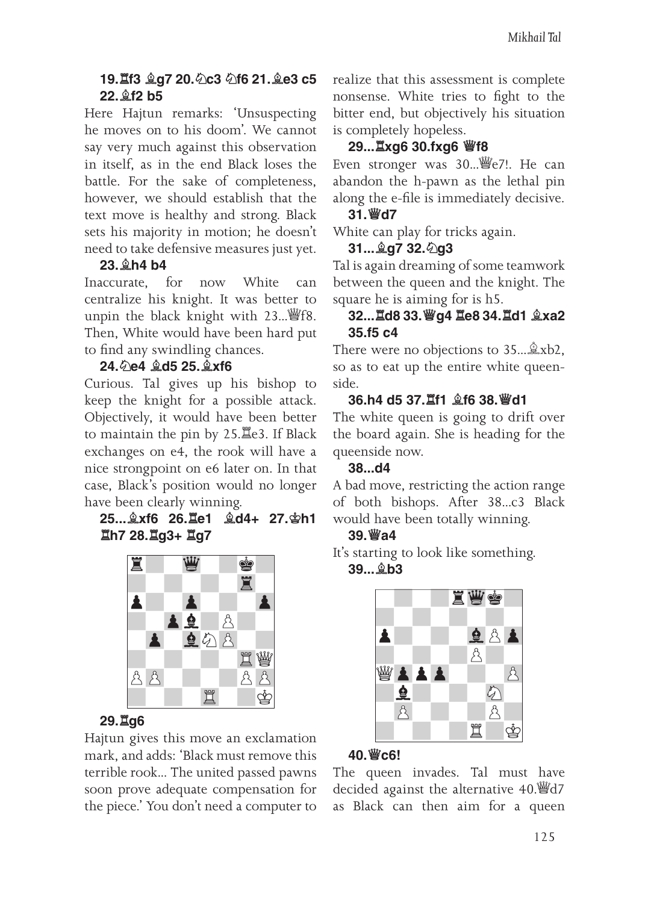**19.♖f3 ♗g7 20.♘c3 ♘f6 21.♗e3 c5 22.♗f2 b5**

Here Hajtun remarks: 'Unsuspecting he moves on to his doom'. We cannot say very much against this observation in itself, as in the end Black loses the battle. For the sake of completeness, however, we should establish that the text move is healthy and strong. Black sets his majority in motion; he doesn't need to take defensive measures just yet.

**23.♗h4 b4**

Inaccurate, for now White can centralize his knight. It was better to unpin the black knight with 23...♕f8. Then, White would have been hard put to find any swindling chances.

**24.♘e4 ♗d5 25.♗xf6**

Curious. Tal gives up his bishop to keep the knight for a possible attack. Objectively, it would have been better to maintain the pin by 25.♖e3. If Black exchanges on e4, the rook will have a nice strongpoint on e6 later on. In that case, Black's position would no longer have been clearly winning.

**25...♗xf6 26.♖e1 ♗d4+ 27.♔h1 ♖h7 28.♖g3+ ♖g7**

**29.♖g6**

Hajtun gives this move an exclamation mark, and adds: 'Black must remove this terrible rook... The united passed pawns soon prove adequate compensation for the piece.' You don't need a computer to realize that this assessment is complete nonsense. White tries to fight to the bitter end, but objectively his situation is completely hopeless.

**29...♖xg6 30.fxg6 ♕f8**

Even stronger was 30...♕e7!. He can abandon the h-pawn as the lethal pin along the e-file is immediately decisive.

**31.♕d7**

White can play for tricks again.

**31...♗g7 32.♘g3**

Tal is again dreaming of some teamwork between the queen and the knight. The square he is aiming for is h5.

**32...♖d8 33.♕g4 ♖e8 34.♖d1 ♗xa2 35.f5 c4**

There were no objections to 35...♗xb2, so as to eat up the entire white queenside.

**36.h4 d5 37.♖f1 ♗f6 38.♕d1**

The white queen is going to drift over the board again. She is heading for the queenside now.

**38...d4**

A bad move, restricting the action range of both bishops. After 38...c3 Black would have been totally winning.

**39.♕a4**

It's starting to look like something.

**39...♗b3**

**40.♕c6!**

The queen invades. Tal must have decided against the alternative 40.♕d7 as Black can then aim for a queen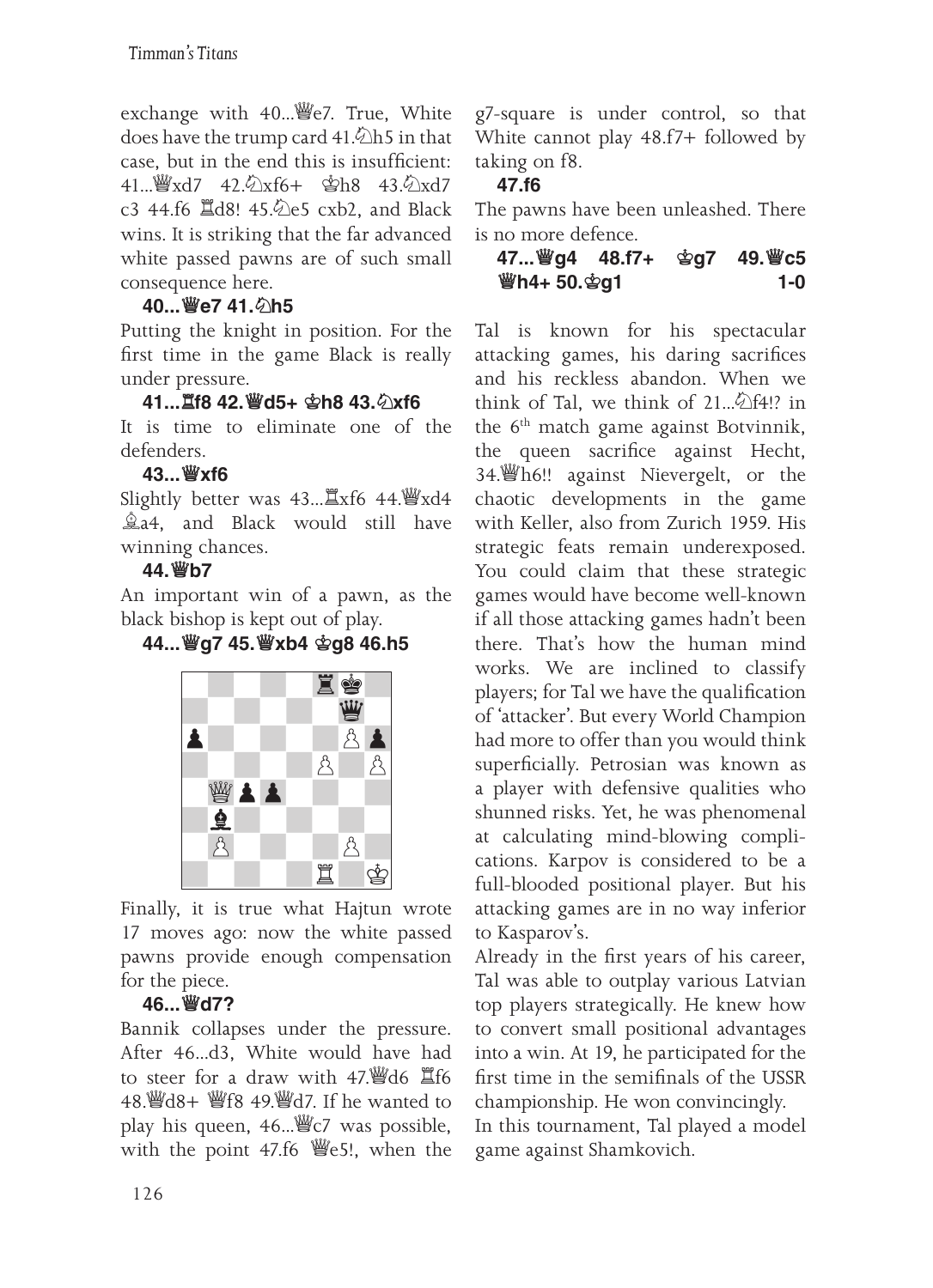exchange with 40...♕e7. True, White does have the trump card 41.♘h5 in that case, but in the end this is insufficient: 41...♕xd7 42.♘xf6+ ♔h8 43.♘xd7 c3 44.f6 ♖d8! 45.♘e5 cxb2, and Black wins. It is striking that the far advanced white passed pawns are of such small consequence here.

**40...♕e7 41.♘h5**

Putting the knight in position. For the first time in the game Black is really under pressure.

**41...♖f8 42.♕d5+ ♔h8 43.♘xf6**

It is time to eliminate one of the defenders.

**43...♕xf6**

Slightly better was 43...♖xf6 44.♕xd4 ♗a4, and Black would still have winning chances.

**44.♕b7**

An important win of a pawn, as the black bishop is kept out of play.

**44...♕g7 45.♕xb4 ♔g8 46.h5**

Finally, it is true what Hajtun wrote 17 moves ago: now the white passed pawns provide enough compensation for the piece.

**46...♕d7?**

Bannik collapses under the pressure. After 46...d3, White would have had to steer for a draw with 47.♕d6 ♖f6 48.♕d8+ ♕f8 49.♕d7. If he wanted to play his queen, 46...♕c7 was possible, with the point 47.f6 ♕e5!, when the g7-square is under control, so that White cannot play 48.f7+ followed by taking on f8.

**47.f6**

The pawns have been unleashed. There is no more defence.

**47...♕g4 48.f7+ ♔g7 49.♕c5 ♕h4+ 50.♔g1 1-0**

Tal is known for his spectacular attacking games, his daring sacrifices and his reckless abandon. When we think of Tal, we think of 21...♘f4!? in the 6th match game against Botvinnik, the queen sacrifice against Hecht, 34.♕h6!! against Nievergelt, or the chaotic developments in the game with Keller, also from Zurich 1959. His strategic feats remain underexposed. You could claim that these strategic games would have become well-known if all those attacking games hadn't been there. That's how the human mind works. We are inclined to classify players; for Tal we have the qualification of 'attacker'. But every World Champion had more to offer than you would think superficially. Petrosian was known as a player with defensive qualities who shunned risks. Yet, he was phenomenal at calculating mind-blowing complications. Karpov is considered to be a full-blooded positional player. But his attacking games are in no way inferior to Kasparov's.

Already in the first years of his career, Tal was able to outplay various Latvian top players strategically. He knew how to convert small positional advantages into a win. At 19, he participated for the first time in the semifinals of the USSR championship. He won convincingly.

In this tournament, Tal played a model game against Shamkovich.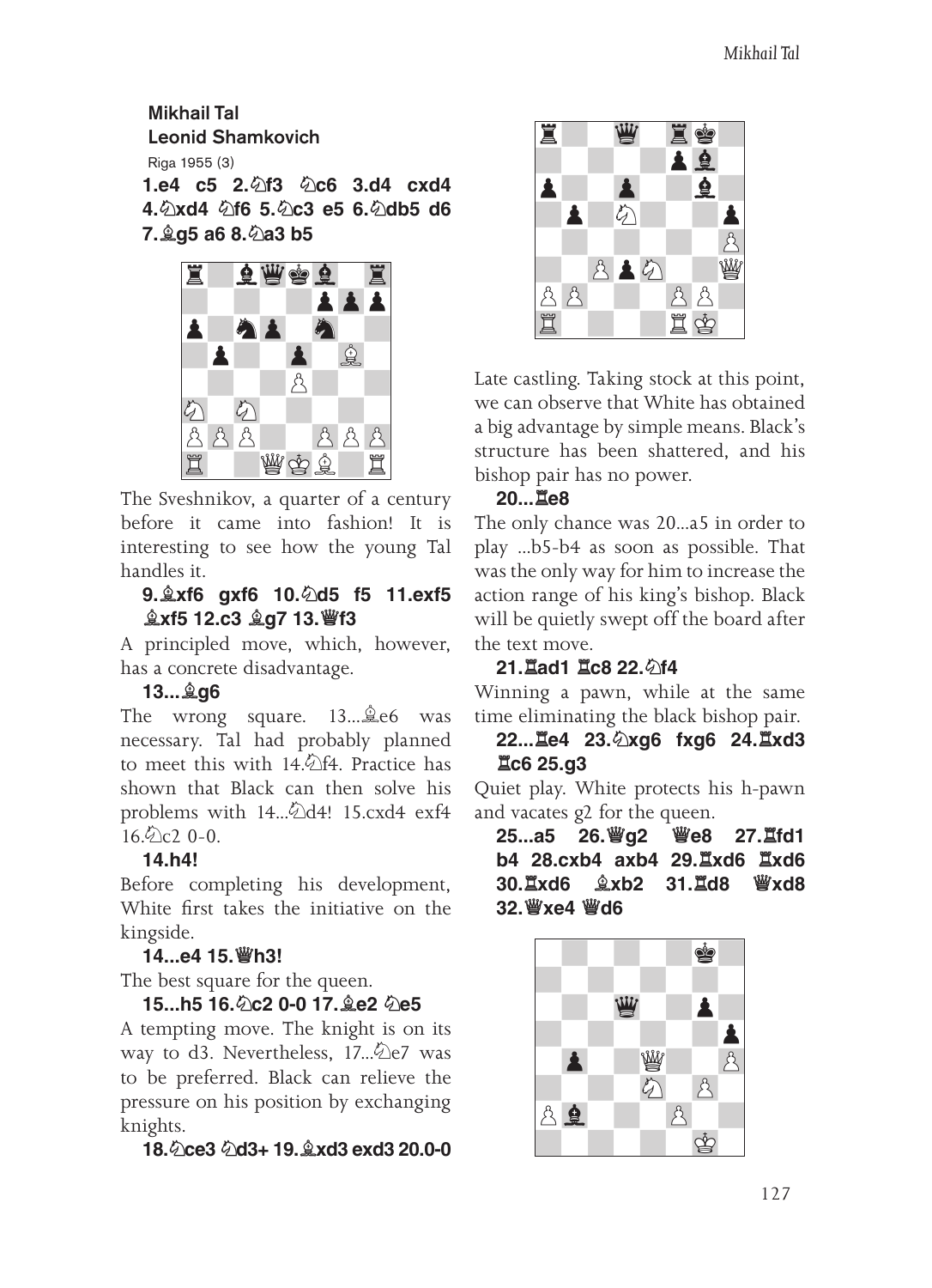**Mikhail Tal**
**Leonid Shamkovich**
Riga 1955 (3)

**1.e4 c5 2.♘f3 ♘c6 3.d4 cxd4 4.♘xd4 ♘f6 5.♘c3 e5 6.♘db5 d6 7.♗g5 a6 8.♘a3 b5**

The Sveshnikov, a quarter of a century before it came into fashion! It is interesting to see how the young Tal handles it.

**9.♗xf6 gxf6 10.♘d5 f5 11.exf5 ♗xf5 12.c3 ♗g7 13.♕f3**

A principled move, which, however, has a concrete disadvantage.

**13...♗g6**

The wrong square. 13...♗e6 was necessary. Tal had probably planned to meet this with 14.♘f4. Practice has shown that Black can then solve his problems with 14...♘d4! 15.cxd4 exf4 16.♘c2 0-0.

**14.h4!**

Before completing his development, White first takes the initiative on the kingside.

**14...e4 15.♕h3!**

The best square for the queen.

**15...h5 16.♘c2 0-0 17.♗e2 ♘e5**

A tempting move. The knight is on its way to d3. Nevertheless, 17...♘e7 was to be preferred. Black can relieve the pressure on his position by exchanging knights.

**18.♘ce3 ♘d3+ 19.♗xd3 exd3 20.0-0**

Late castling. Taking stock at this point, we can observe that White has obtained a big advantage by simple means. Black's structure has been shattered, and his bishop pair has no power.

**20...♖e8**

The only chance was 20...a5 in order to play ...b5-b4 as soon as possible. That was the only way for him to increase the action range of his king's bishop. Black will be quietly swept off the board after the text move.

**21.♖ad1 ♖c8 22.♘f4**

Winning a pawn, while at the same time eliminating the black bishop pair.

**22...♖e4 23.♘xg6 fxg6 24.♖xd3 ♖c6 25.g3**

Quiet play. White protects his h-pawn and vacates g2 for the queen.

**25...a5 26.♕g2 ♕e8 27.♖fd1 b4 28.cxb4 axb4 29.♖xd6 ♖xd6 30.♖xd6 ♗xb2 31.♖d8 ♕xd8 32.♕xe4 ♕d6**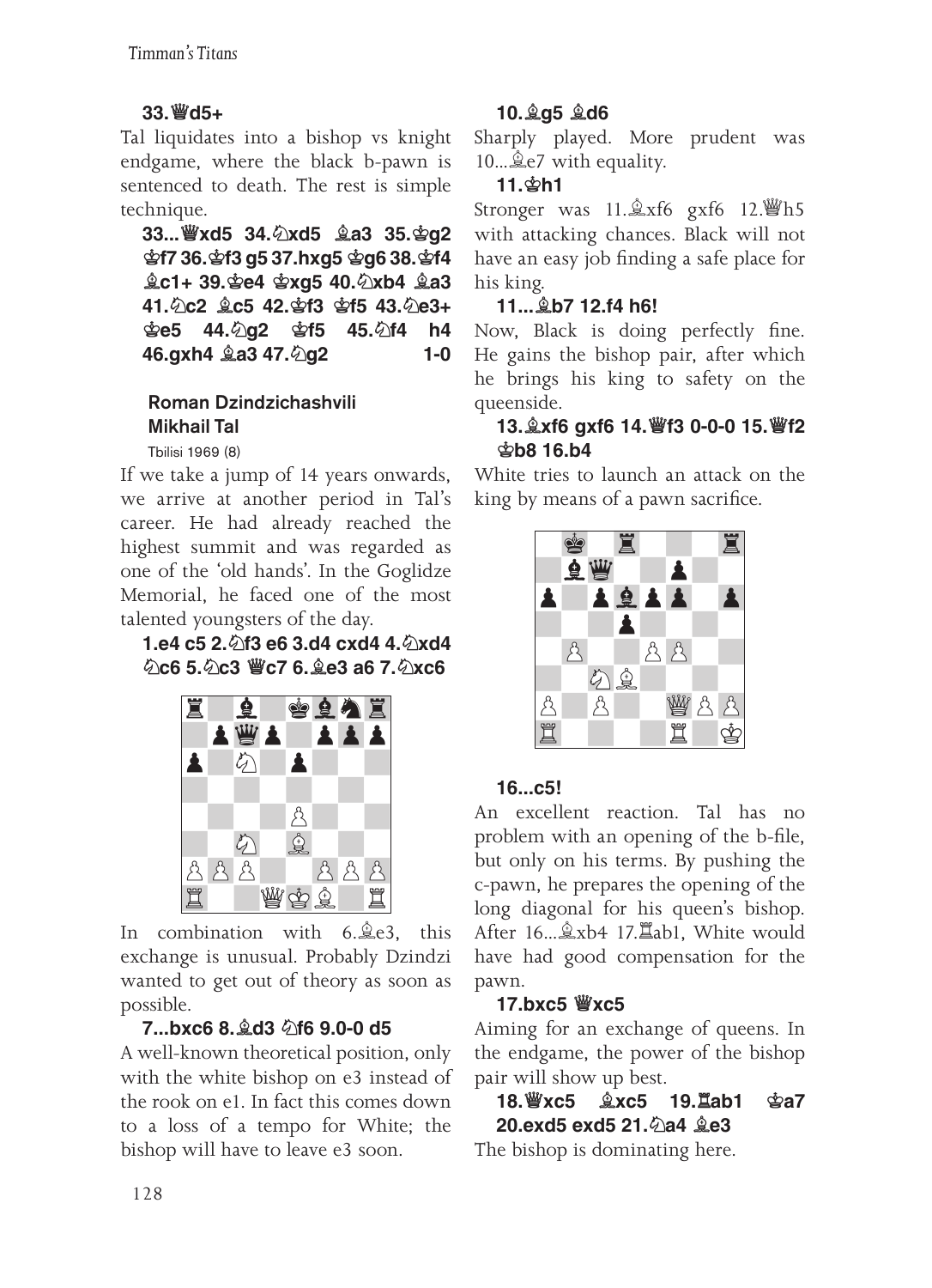**33.♕d5+**

Tal liquidates into a bishop vs knight endgame, where the black b-pawn is sentenced to death. The rest is simple technique.

**33...♕xd5 34.♘xd5 ♗a3 35.♔g2 ♔f7 36.♔f3 g5 37.hxg5 ♔g6 38.♔f4 ♗c1+ 39.♔e4 ♔xg5 40.♘xb4 ♗a3 41.♘c2 ♗c5 42.♔f3 ♔f5 43.♘e3+ ♔e5 44.♘g2 ♔f5 45.♘f4 h4 46.gxh4 ♗a3 47.♘g2 1-0**

**Roman Dzindzichashvili**
**Mikhail Tal**

Tbilisi 1969 (8)

If we take a jump of 14 years onwards, we arrive at another period in Tal's career. He had already reached the highest summit and was regarded as one of the 'old hands'. In the Goglidze Memorial, he faced one of the most talented youngsters of the day.

**1.e4 c5 2.♘f3 e6 3.d4 cxd4 4.♘xd4 ♘c6 5.♘c3 ♕c7 6.♗e3 a6 7.♘xc6**

In combination with 6.♗e3, this exchange is unusual. Probably Dzindzi wanted to get out of theory as soon as possible.

**7...bxc6 8.♗d3 ♘f6 9.0-0 d5**

A well-known theoretical position, only with the white bishop on e3 instead of the rook on e1. In fact this comes down to a loss of a tempo for White; the bishop will have to leave e3 soon.

**10.♗g5 ♗d6**

Sharply played. More prudent was 10...♗e7 with equality.

**11.♔h1**

Stronger was 11.♗xf6 gxf6 12.♕h5 with attacking chances. Black will not have an easy job finding a safe place for his king.

**11...♗b7 12.f4 h6!**

Now, Black is doing perfectly fine. He gains the bishop pair, after which he brings his king to safety on the queenside.

**13.♗xf6 gxf6 14.♕f3 0-0-0 15.♕f2 ♔b8 16.b4**

White tries to launch an attack on the king by means of a pawn sacrifice.

**16...c5!**

An excellent reaction. Tal has no problem with an opening of the b-file, but only on his terms. By pushing the c-pawn, he prepares the opening of the long diagonal for his queen's bishop. After 16...♗xb4 17.♖ab1, White would have had good compensation for the pawn.

**17.bxc5 ♕xc5**

Aiming for an exchange of queens. In the endgame, the power of the bishop pair will show up best.

**18.♕xc5 ♗xc5 19.♖ab1 ♔a7 20.exd5 exd5 21.♘a4 ♗e3**

The bishop is dominating here.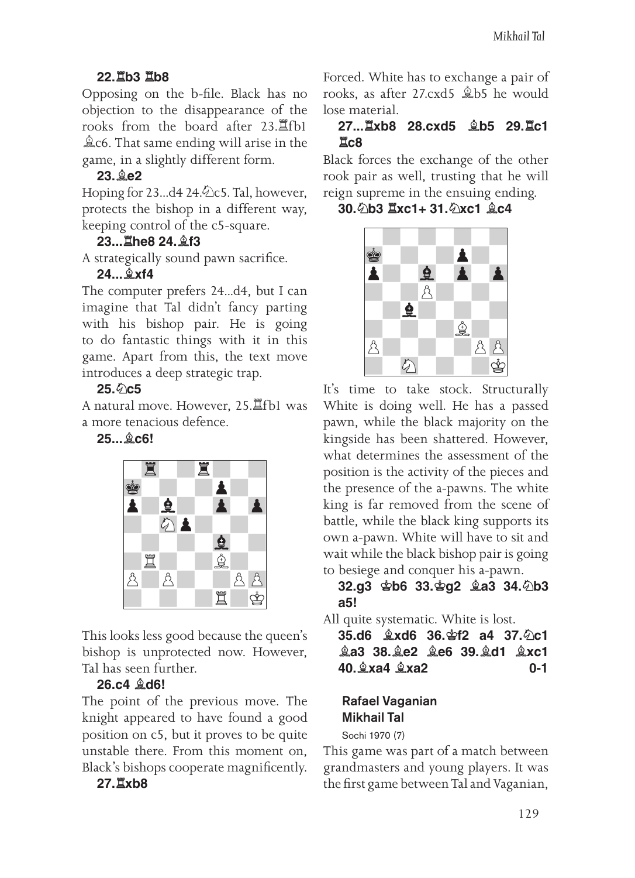**22.♖b3 ♖b8**

Opposing on the b-file. Black has no objection to the disappearance of the rooks from the board after 23.♖fb1 ♗c6. That same ending will arise in the game, in a slightly different form.

**23.♗e2**

Hoping for 23...d4 24.♘c5. Tal, however, protects the bishop in a different way, keeping control of the c5-square.

**23...♖he8 24.♗f3**

A strategically sound pawn sacrifice.

**24...♗xf4**

The computer prefers 24...d4, but I can imagine that Tal didn't fancy parting with his bishop pair. He is going to do fantastic things with it in this game. Apart from this, the text move introduces a deep strategic trap.

**25.♘c5**

A natural move. However, 25.♖fb1 was a more tenacious defence.

**25...♗c6!**

This looks less good because the queen's bishop is unprotected now. However, Tal has seen further.

**26.c4 ♗d6!**

The point of the previous move. The knight appeared to have found a good position on c5, but it proves to be quite unstable there. From this moment on, Black's bishops cooperate magnificently.

**27.♖xb8**

Forced. White has to exchange a pair of rooks, as after 27.cxd5 ♗b5 he would lose material.

**27...♖xb8 28.cxd5 ♗b5 29.♖c1 ♖c8**

Black forces the exchange of the other rook pair as well, trusting that he will reign supreme in the ensuing ending.

**30.♘b3 ♖xc1+ 31.♘xc1 ♗c4**

It's time to take stock. Structurally White is doing well. He has a passed pawn, while the black majority on the kingside has been shattered. However, what determines the assessment of the position is the activity of the pieces and the presence of the a-pawns. The white king is far removed from the scene of battle, while the black king supports its own a-pawn. White will have to sit and wait while the black bishop pair is going to besiege and conquer his a-pawn.

**32.g3 ♔b6 33.♔g2 ♗a3 34.♘b3 a5!**

All quite systematic. White is lost.

**35.d6 ♗xd6 36.♔f2 a4 37.♘c1 ♗a3 38.♗e2 ♗e6 39.♗d1 ♗xc1 40.♗xa4 ♗xa2 0-1**

**Rafael Vaganian**
**Mikhail Tal**

Sochi 1970 (7)

This game was part of a match between grandmasters and young players. It was the first game between Tal and Vaganian,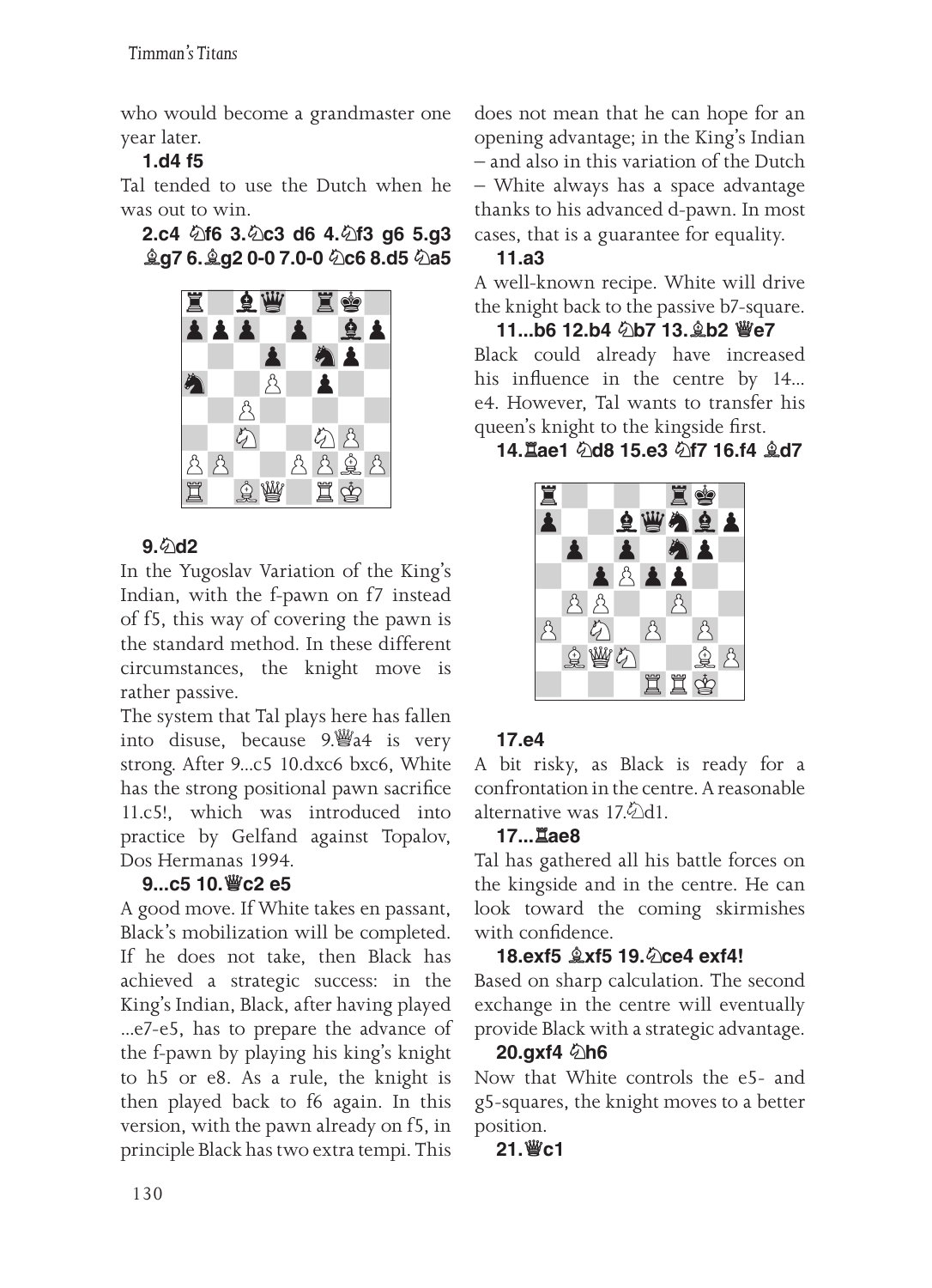who would become a grandmaster one year later.

**1.d4 f5**

Tal tended to use the Dutch when he was out to win.

**2.c4 ♘f6 3.♘c3 d6 4.♘f3 g6 5.g3 ♗g7 6.♗g2 0-0 7.0-0 ♘c6 8.d5 ♘a5**

**9.♘d2**

In the Yugoslav Variation of the King's Indian, with the f-pawn on f7 instead of f5, this way of covering the pawn is the standard method. In these different circumstances, the knight move is rather passive.

The system that Tal plays here has fallen into disuse, because 9.♕a4 is very strong. After 9...c5 10.dxc6 bxc6, White has the strong positional pawn sacrifice 11.c5!, which was introduced into practice by Gelfand against Topalov, Dos Hermanas 1994.

**9...c5 10.♕c2 e5**

A good move. If White takes en passant, Black's mobilization will be completed. If he does not take, then Black has achieved a strategic success: in the King's Indian, Black, after having played ...e7-e5, has to prepare the advance of the f-pawn by playing his king's knight to h5 or e8. As a rule, the knight is then played back to f6 again. In this version, with the pawn already on f5, in principle Black has two extra tempi. This does not mean that he can hope for an opening advantage; in the King's Indian – and also in this variation of the Dutch – White always has a space advantage thanks to his advanced d-pawn. In most cases, that is a guarantee for equality.

**11.a3**

A well-known recipe. White will drive the knight back to the passive b7-square.

**11...b6 12.b4 ♘b7 13.♗b2 ♕e7**

Black could already have increased his influence in the centre by 14... e4. However, Tal wants to transfer his queen's knight to the kingside first.

**14.♖ae1 ♘d8 15.e3 ♘f7 16.f4 ♗d7**

**17.e4**

A bit risky, as Black is ready for a confrontation in the centre. A reasonable alternative was 17.♘d1.

**17...♖ae8**

Tal has gathered all his battle forces on the kingside and in the centre. He can look toward the coming skirmishes with confidence.

**18.exf5 ♗xf5 19.♘ce4 exf4!**

Based on sharp calculation. The second exchange in the centre will eventually provide Black with a strategic advantage.

**20.gxf4 ♘h6**

Now that White controls the e5- and g5-squares, the knight moves to a better position.

**21.♕c1**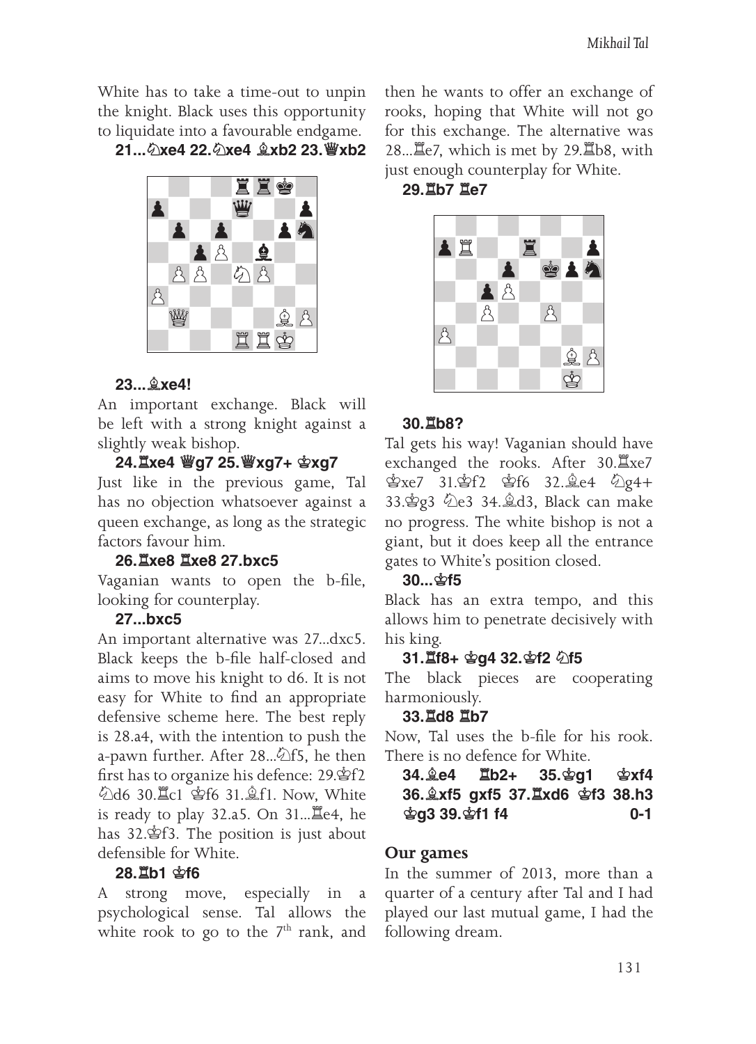White has to take a time-out to unpin the knight. Black uses this opportunity to liquidate into a favourable endgame.

**21...♘xe4 22.♘xe4 ♗xb2 23.♕xb2**

**23...♗xe4!**

An important exchange. Black will be left with a strong knight against a slightly weak bishop.

**24.♖xe4 ♕g7 25.♕xg7+ ♔xg7**

Just like in the previous game, Tal has no objection whatsoever against a queen exchange, as long as the strategic factors favour him.

**26.♖xe8 ♖xe8 27.bxc5**

Vaganian wants to open the b-file, looking for counterplay.

**27...bxc5**

An important alternative was 27...dxc5. Black keeps the b-file half-closed and aims to move his knight to d6. It is not easy for White to find an appropriate defensive scheme here. The best reply is 28.a4, with the intention to push the a-pawn further. After 28...♘f5, he then first has to organize his defence: 29.♔f2 ♘d6 30.♖c1 ♔f6 31.♗f1. Now, White is ready to play 32.a5. On 31...♖e4, he has 32.♔f3. The position is just about defensible for White.

**28.♖b1 ♔f6**

A strong move, especially in a psychological sense. Tal allows the white rook to go to the 7th rank, and then he wants to offer an exchange of rooks, hoping that White will not go for this exchange. The alternative was 28...♖e7, which is met by 29.♖b8, with just enough counterplay for White.

**29.♖b7 ♖e7**

**30.♖b8?**

Tal gets his way! Vaganian should have exchanged the rooks. After 30.♖xe7 ♔xe7 31.♔f2 ♔f6 32.♗e4 ♘g4+ 33.♔g3 ♘e3 34.♗d3, Black can make no progress. The white bishop is not a giant, but it does keep all the entrance gates to White's position closed.

**30...♔f5**

Black has an extra tempo, and this allows him to penetrate decisively with his king.

**31.♖f8+ ♔g4 32.♔f2 ♘f5**

The black pieces are cooperating harmoniously.

**33.♖d8 ♖b7**

Now, Tal uses the b-file for his rook. There is no defence for White.

**34.♗e4 ♖b2+ 35.♔g1 ♔xf4 36.♗xf5 gxf5 37.♖xd6 ♔f3 38.h3 ♔g3 39.♔f1 f4 0-1**

## Our games

In the summer of 2013, more than a quarter of a century after Tal and I had played our last mutual game, I had the following dream.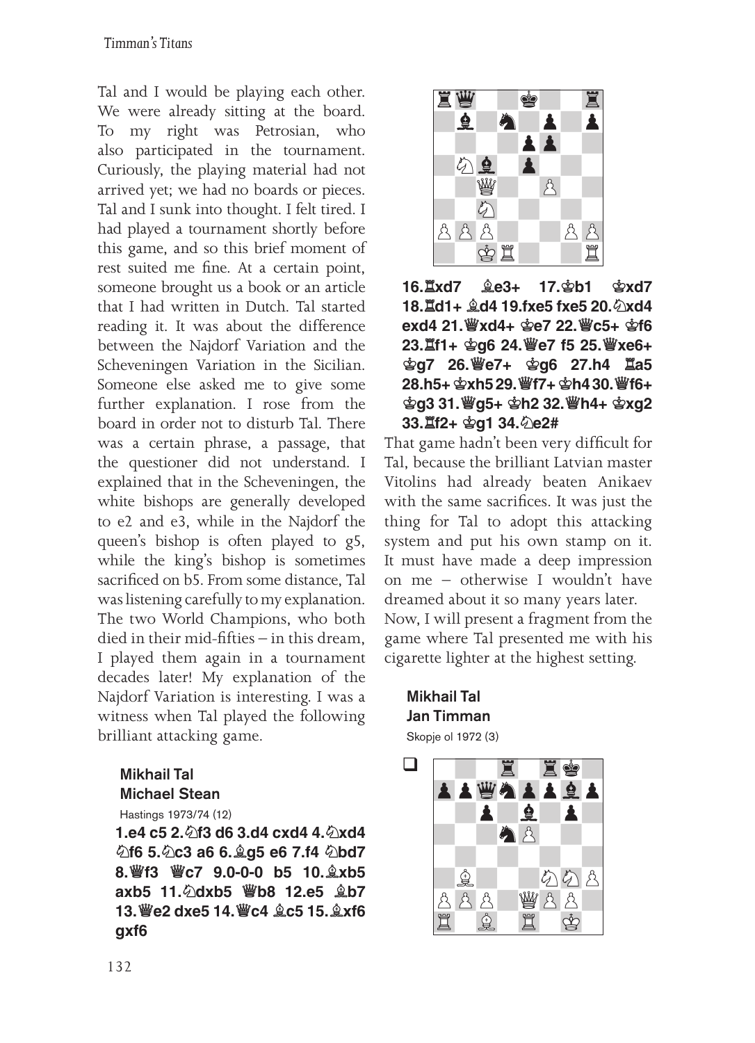Tal and I would be playing each other. We were already sitting at the board. To my right was Petrosian, who also participated in the tournament. Curiously, the playing material had not arrived yet; we had no boards or pieces. Tal and I sunk into thought. I felt tired. I had played a tournament shortly before this game, and so this brief moment of rest suited me fine. At a certain point, someone brought us a book or an article that I had written in Dutch. Tal started reading it. It was about the difference between the Najdorf Variation and the Scheveningen Variation in the Sicilian. Someone else asked me to give some further explanation. I rose from the board in order not to disturb Tal. There was a certain phrase, a passage, that the questioner did not understand. I explained that in the Scheveningen, the white bishops are generally developed to e2 and e3, while in the Najdorf the queen's bishop is often played to g5, while the king's bishop is sometimes sacrificed on b5. From some distance, Tal was listening carefully to my explanation. The two World Champions, who both died in their mid-fifties – in this dream, I played them again in a tournament decades later! My explanation of the Najdorf Variation is interesting. I was a witness when Tal played the following brilliant attacking game.

**Mikhail Tal**
**Michael Stean**
Hastings 1973/74 (12)

**1.e4 c5 2.♘f3 d6 3.d4 cxd4 4.♘xd4 ♘f6 5.♘c3 a6 6.♗g5 e6 7.f4 ♘bd7 8.♕f3 ♕c7 9.0-0-0 b5 10.♗xb5 axb5 11.♘dxb5 ♕b8 12.e5 ♗b7 13.♕e2 dxe5 14.♕c4 ♗c5 15.♗xf6 gxf6**

**16.♖xd7 ♗e3+ 17.♔b1 ♔xd7 18.♖d1+ ♗d4 19.fxe5 fxe5 20.♘xd4 exd4 21.♕xd4+ ♔e7 22.♕c5+ ♔f6 23.♖f1+ ♔g6 24.♕e7 f5 25.♕xe6+ ♔g7 26.♕e7+ ♔g6 27.h4 ♖a5 28.h5+ ♔xh5 29.♕f7+ ♔h4 30.♕f6+ ♔g3 31.♕g5+ ♔h2 32.♕h4+ ♔xg2 33.♖f2+ ♔g1 34.♘e2#**

That game hadn't been very difficult for Tal, because the brilliant Latvian master Vitolins had already beaten Anikaev with the same sacrifices. It was just the thing for Tal to adopt this attacking system and put his own stamp on it. It must have made a deep impression on me – otherwise I wouldn't have dreamed about it so many years later.

Now, I will present a fragment from the game where Tal presented me with his cigarette lighter at the highest setting.

**Mikhail Tal**
**Jan Timman**
Skopje ol 1972 (3)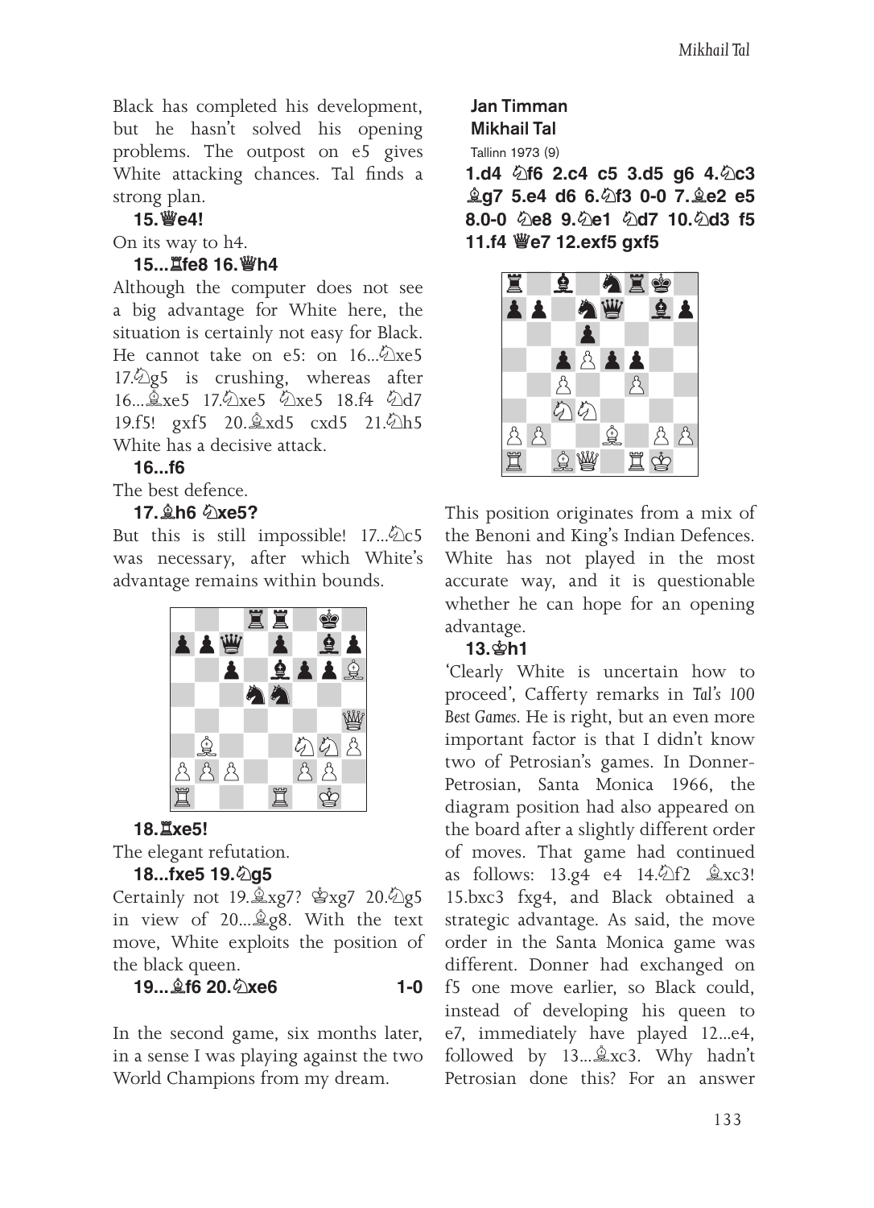Black has completed his development, but he hasn't solved his opening problems. The outpost on e5 gives White attacking chances. Tal finds a strong plan.

**15.♕e4!**

On its way to h4.

**15...♖fe8 16.♕h4**

Although the computer does not see a big advantage for White here, the situation is certainly not easy for Black. He cannot take on e5: on 16...♘xe5 17.♘g5 is crushing, whereas after 16...♗xe5 17.♘xe5 ♘xe5 18.f4 ♘d7 19.f5! gxf5 20.♗xd5 cxd5 21.♘h5 White has a decisive attack.

**16...f6**

The best defence.

**17.♗h6 ♘xe5?**

But this is still impossible! 17...♘c5 was necessary, after which White's advantage remains within bounds.

**18.♖xe5!**

The elegant refutation.

**18...fxe5 19.♘g5**

Certainly not 19.♗xg7? ♔xg7 20.♘g5 in view of 20...♗g8. With the text move, White exploits the position of the black queen.

**19...♗f6 20.♘xe6 1-0**

In the second game, six months later, in a sense I was playing against the two World Champions from my dream.

**Jan Timman**
**Mikhail Tal**
Tallinn 1973 (9)

**1.d4 ♘f6 2.c4 c5 3.d5 g6 4.♘c3 ♗g7 5.e4 d6 6.♘f3 0-0 7.♗e2 e5 8.0-0 ♘e8 9.♘e1 ♘d7 10.♘d3 f5 11.f4 ♕e7 12.exf5 gxf5**

This position originates from a mix of the Benoni and King's Indian Defences. White has not played in the most accurate way, and it is questionable whether he can hope for an opening advantage.

**13.♔h1**

'Clearly White is uncertain how to proceed', Cafferty remarks in *Tal's 100 Best Games*. He is right, but an even more important factor is that I didn't know two of Petrosian's games. In Donner-Petrosian, Santa Monica 1966, the diagram position had also appeared on the board after a slightly different order of moves. That game had continued as follows: 13.g4 e4 14.♘f2 ♗xc3! 15.bxc3 fxg4, and Black obtained a strategic advantage. As said, the move order in the Santa Monica game was different. Donner had exchanged on f5 one move earlier, so Black could, instead of developing his queen to e7, immediately have played 12...e4, followed by 13...♗xc3. Why hadn't Petrosian done this? For an answer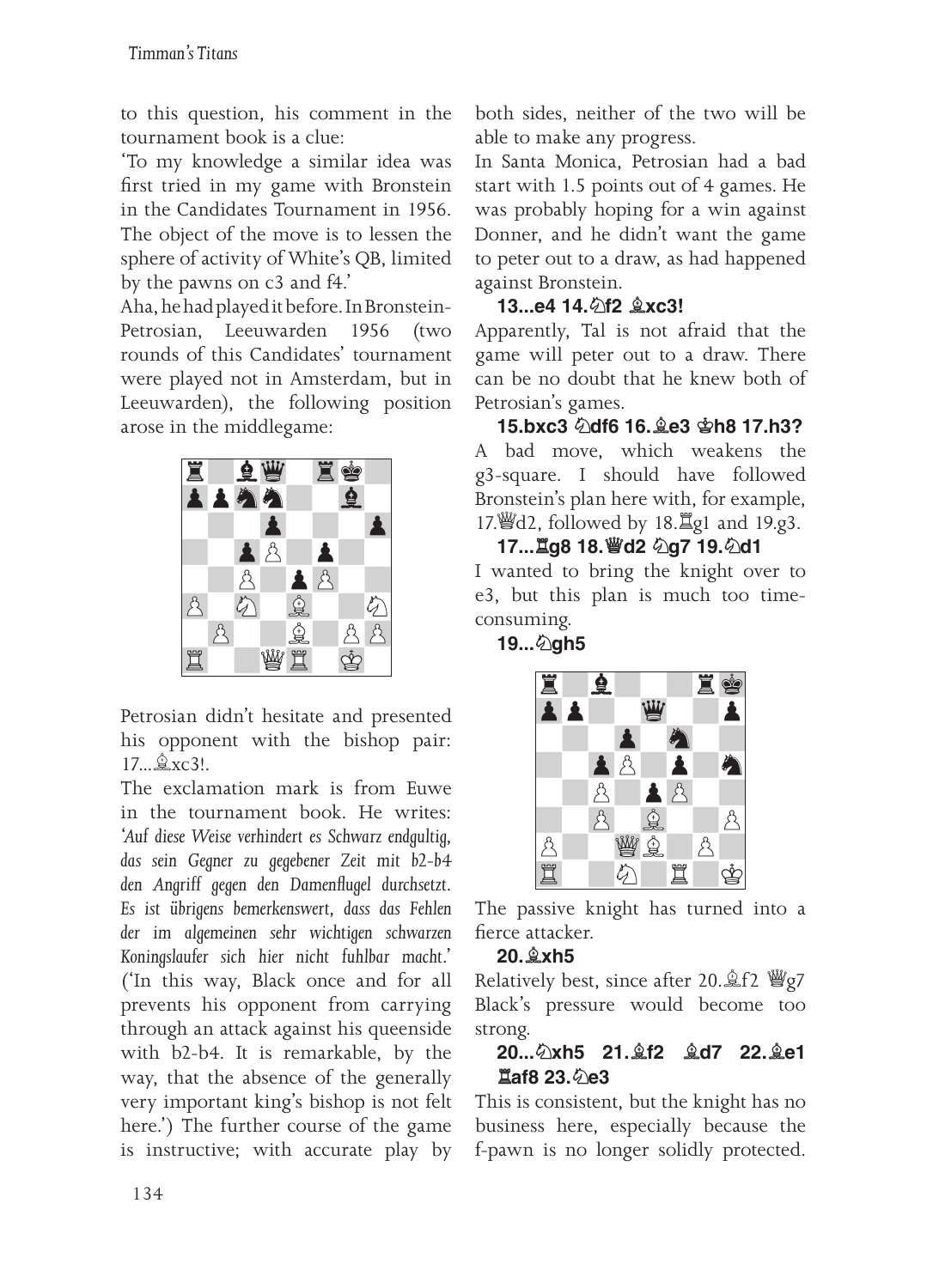to this question, his comment in the tournament book is a clue:

'To my knowledge a similar idea was first tried in my game with Bronstein in the Candidates Tournament in 1956. The object of the move is to lessen the sphere of activity of White's QB, limited by the pawns on c3 and f4.'

Aha, he had played it before. In Bronstein-Petrosian, Leeuwarden 1956 (two rounds of this Candidates' tournament were played not in Amsterdam, but in Leeuwarden), the following position arose in the middlegame:

Petrosian didn't hesitate and presented his opponent with the bishop pair: 17...♗xc3!.

The exclamation mark is from Euwe in the tournament book. He writes: *'Auf diese Weise verhindert es Schwarz endgultig, das sein Gegner zu gegebener Zeit mit b2-b4 den Angriff gegen den Damenflugel durchsetzt. Es ist übrigens bemerkenswert, dass das Fehlen der im algemeinen sehr wichtigen schwarzen Koningslaufer sich hier nicht fuhlbar macht.'* ('In this way, Black once and for all prevents his opponent from carrying through an attack against his queenside with b2-b4. It is remarkable, by the way, that the absence of the generally very important king's bishop is not felt here.') The further course of the game is instructive; with accurate play by both sides, neither of the two will be able to make any progress.

In Santa Monica, Petrosian had a bad start with 1.5 points out of 4 games. He was probably hoping for a win against Donner, and he didn't want the game to peter out to a draw, as had happened against Bronstein.

**13...e4 14.♘f2 ♗xc3!**

Apparently, Tal is not afraid that the game will peter out to a draw. There can be no doubt that he knew both of Petrosian's games.

**15.bxc3 ♘df6 16.♗e3 ♔h8 17.h3?**

A bad move, which weakens the g3-square. I should have followed Bronstein's plan here with, for example, 17.♕d2, followed by 18.♖g1 and 19.g3.

**17...♖g8 18.♕d2 ♘g7 19.♘d1**

I wanted to bring the knight over to e3, but this plan is much too time-consuming.

**19...♘gh5**

The passive knight has turned into a fierce attacker.

**20.♗xh5**

Relatively best, since after 20.♗f2 ♕g7 Black's pressure would become too strong.

**20...♘xh5 21.♗f2 ♗d7 22.♗e1 ♖af8 23.♘e3**

This is consistent, but the knight has no business here, especially because the f-pawn is no longer solidly protected.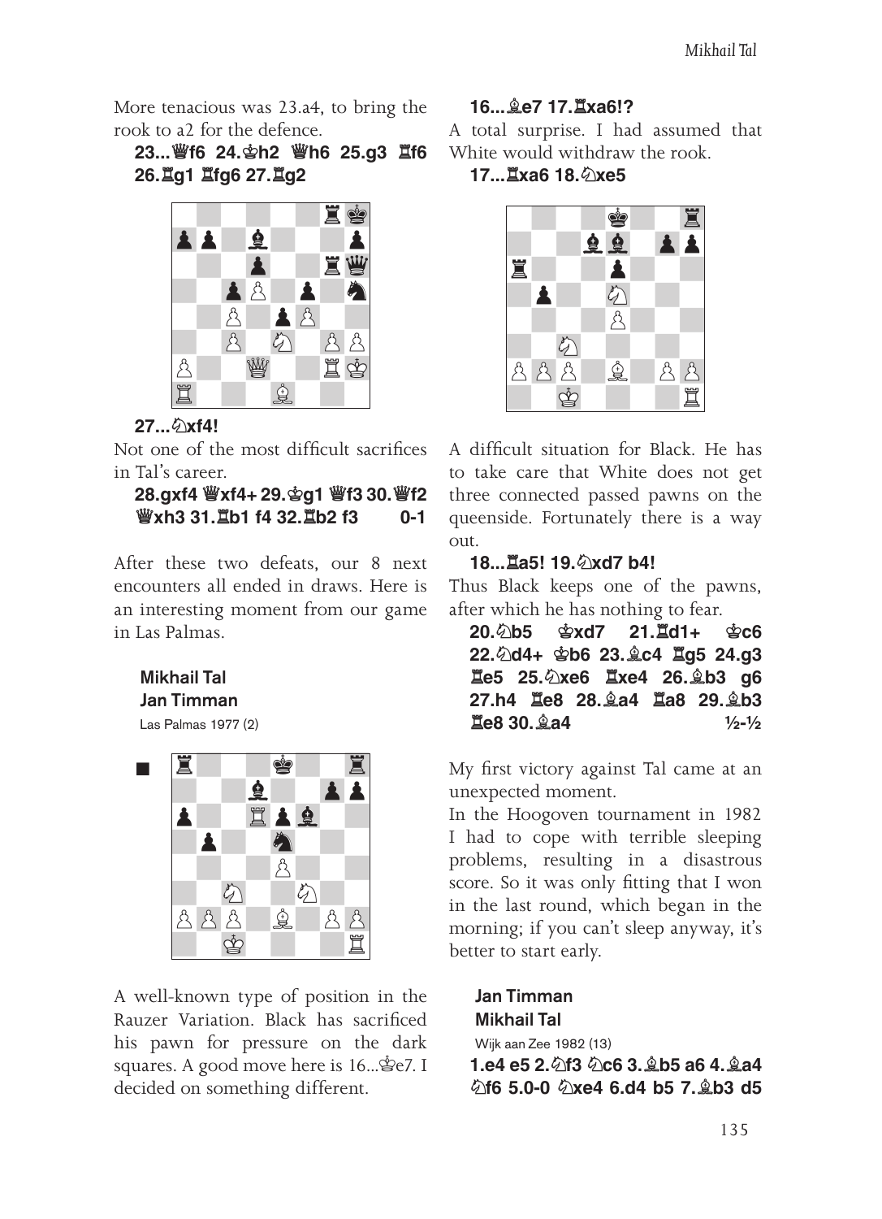More tenacious was 23.a4, to bring the rook to a2 for the defence.

**23...♕f6 24.♔h2 ♕h6 25.g3 ♖f6 26.♖g1 ♖fg6 27.♖g2**

**27...♘xf4!**

Not one of the most difficult sacrifices in Tal's career.

**28.gxf4 ♕xf4+ 29.♔g1 ♕f3 30.♕f2 ♕xh3 31.♖b1 f4 32.♖b2 f3 0-1**

After these two defeats, our 8 next encounters all ended in draws. Here is an interesting moment from our game in Las Palmas.

**Mikhail Tal**
**Jan Timman**
Las Palmas 1977 (2)

A well-known type of position in the Rauzer Variation. Black has sacrificed his pawn for pressure on the dark squares. A good move here is 16...♔e7. I decided on something different.

**16...♗e7 17.♖xa6!?**

A total surprise. I had assumed that White would withdraw the rook.

**17...♖xa6 18.♘xe5**

A difficult situation for Black. He has to take care that White does not get three connected passed pawns on the queenside. Fortunately there is a way out.

**18...♖a5! 19.♘xd7 b4!**

Thus Black keeps one of the pawns, after which he has nothing to fear.

**20.♘b5 ♔xd7 21.♖d1+ ♔c6 22.♘d4+ ♔b6 23.♗c4 ♖g5 24.g3 ♖e5 25.♘xe6 ♖xe4 26.♗b3 g6 27.h4 ♖e8 28.♗a4 ♖a8 29.♗b3 ♖e8 30.♗a4 ½-½**

My first victory against Tal came at an unexpected moment.

In the Hoogoven tournament in 1982 I had to cope with terrible sleeping problems, resulting in a disastrous score. So it was only fitting that I won in the last round, which began in the morning; if you can't sleep anyway, it's better to start early.

**Jan Timman**
**Mikhail Tal**
Wijk aan Zee 1982 (13)

**1.e4 e5 2.♘f3 ♘c6 3.♗b5 a6 4.♗a4 ♘f6 5.0-0 ♘xe4 6.d4 b5 7.♗b3 d5**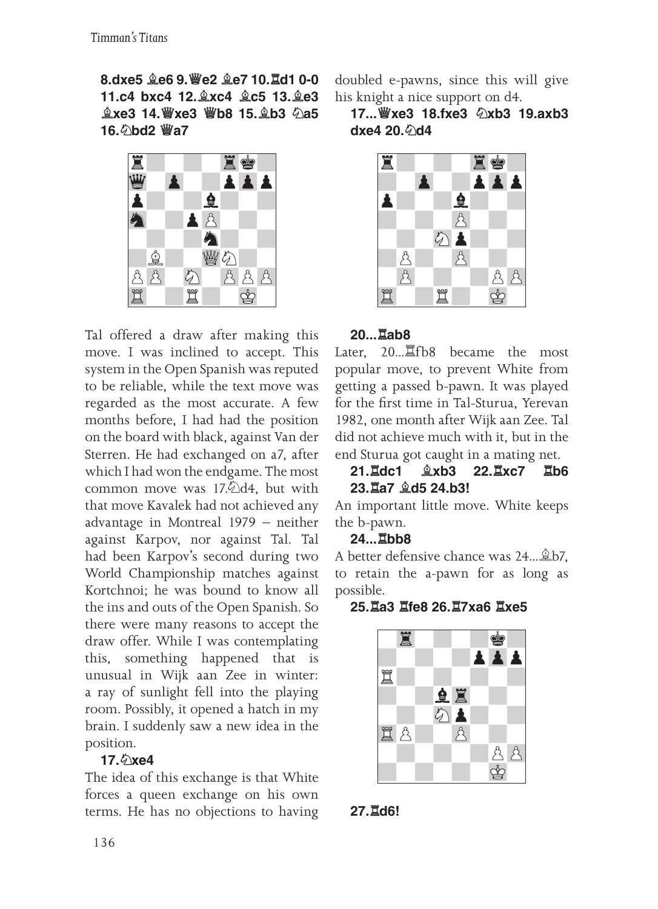**8.dxe5 ♗e6 9.♕e2 ♗e7 10.♖d1 0-0 11.c4 bxc4 12.♗xc4 ♗c5 13.♗e3 ♗xe3 14.♕xe3 ♕b8 15.♗b3 ♘a5 16.♘bd2 ♕a7**

Tal offered a draw after making this move. I was inclined to accept. This system in the Open Spanish was reputed to be reliable, while the text move was regarded as the most accurate. A few months before, I had had the position on the board with black, against Van der Sterren. He had exchanged on a7, after which I had won the endgame. The most common move was 17.♘d4, but with that move Kavalek had not achieved any advantage in Montreal 1979 – neither against Karpov, nor against Tal. Tal had been Karpov's second during two World Championship matches against Kortchnoi; he was bound to know all the ins and outs of the Open Spanish. So there were many reasons to accept the draw offer. While I was contemplating this, something happened that is unusual in Wijk aan Zee in winter: a ray of sunlight fell into the playing room. Possibly, it opened a hatch in my brain. I suddenly saw a new idea in the position.

**17.♘xe4**

The idea of this exchange is that White forces a queen exchange on his own terms. He has no objections to having doubled e-pawns, since this will give his knight a nice support on d4.

**17...♕xe3 18.fxe3 ♘xb3 19.axb3 dxe4 20.♘d4**

**20...♖ab8**

Later, 20...♖fb8 became the most popular move, to prevent White from getting a passed b-pawn. It was played for the first time in Tal-Sturua, Yerevan 1982, one month after Wijk aan Zee. Tal did not achieve much with it, but in the end Sturua got caught in a mating net.

**21.♖dc1 ♗xb3 22.♖xc7 ♖b6 23.♖a7 ♗d5 24.b3!**

An important little move. White keeps the b-pawn.

**24...♖bb8**

A better defensive chance was 24...♗b7, to retain the a-pawn for as long as possible.

**25.♖a3 ♖fe8 26.♖7xa6 ♖xe5**

**27.♖d6!**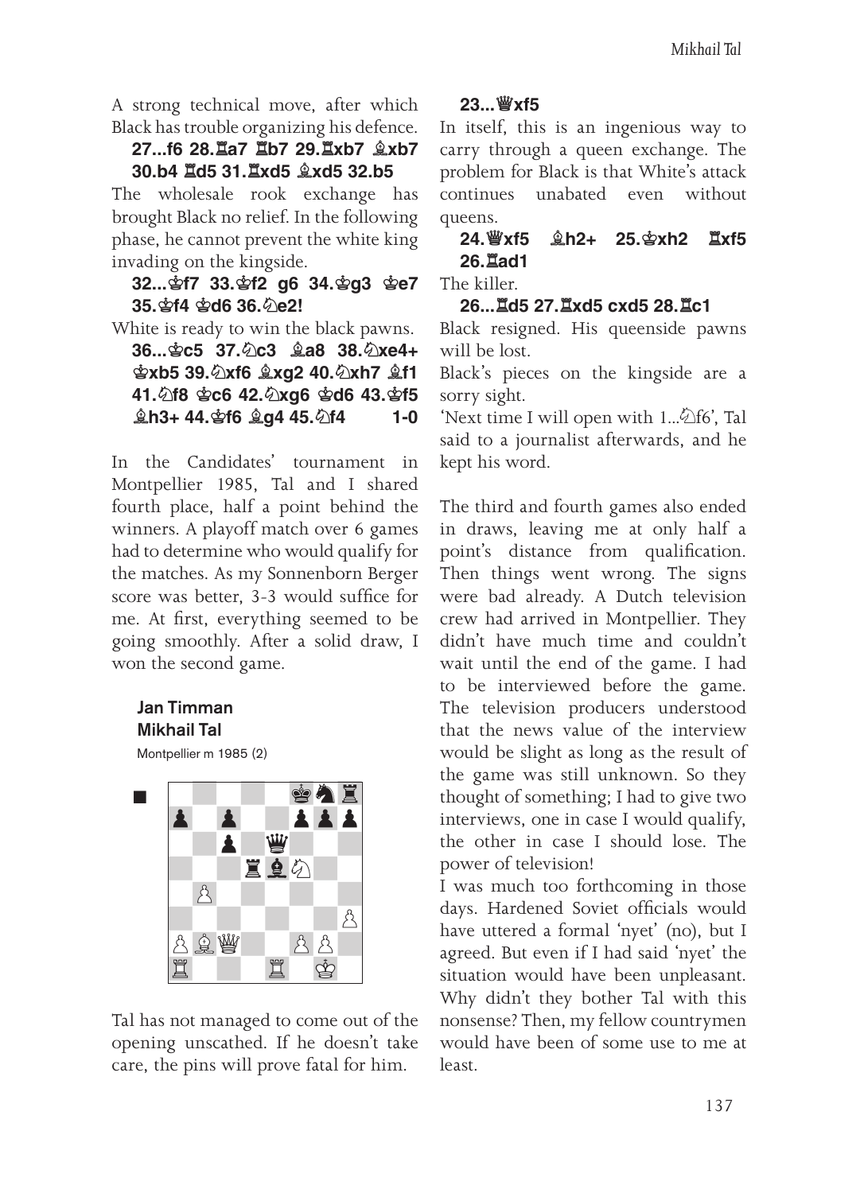A strong technical move, after which Black has trouble organizing his defence.

**27...f6 28.♖a7 ♖b7 29.♖xb7 ♗xb7 30.b4 ♖d5 31.♖xd5 ♗xd5 32.b5**

The wholesale rook exchange has brought Black no relief. In the following phase, he cannot prevent the white king invading on the kingside.

**32...♔f7 33.♔f2 g6 34.♔g3 ♔e7 35.♔f4 ♔d6 36.♘e2!**

White is ready to win the black pawns.

**36...♔c5 37.♘c3 ♗a8 38.♘xe4+ ♔xb5 39.♘xf6 ♗xg2 40.♘xh7 ♗f1 41.♘f8 ♔c6 42.♘xg6 ♔d6 43.♔f5 ♗h3+ 44.♔f6 ♗g4 45.♘f4 1-0**

In the Candidates' tournament in Montpellier 1985, Tal and I shared fourth place, half a point behind the winners. A playoff match over 6 games had to determine who would qualify for the matches. As my Sonnenborn Berger score was better, 3-3 would suffice for me. At first, everything seemed to be going smoothly. After a solid draw, I won the second game.

**Jan Timman**
**Mikhail Tal**
Montpellier m 1985 (2)

Tal has not managed to come out of the opening unscathed. If he doesn't take care, the pins will prove fatal for him.

**23...♕xf5**

In itself, this is an ingenious way to carry through a queen exchange. The problem for Black is that White's attack continues unabated even without queens.

**24.♕xf5 ♗h2+ 25.♔xh2 ♖xf5 26.♖ad1**

The killer.

**26...♖d5 27.♖xd5 cxd5 28.♖c1**

Black resigned. His queenside pawns will be lost.

Black's pieces on the kingside are a sorry sight.

'Next time I will open with 1...♘f6', Tal said to a journalist afterwards, and he kept his word.

The third and fourth games also ended in draws, leaving me at only half a point's distance from qualification. Then things went wrong. The signs were bad already. A Dutch television crew had arrived in Montpellier. They didn't have much time and couldn't wait until the end of the game. I had to be interviewed before the game. The television producers understood that the news value of the interview would be slight as long as the result of the game was still unknown. So they thought of something; I had to give two interviews, one in case I would qualify, the other in case I should lose. The power of television!

I was much too forthcoming in those days. Hardened Soviet officials would have uttered a formal 'nyet' (no), but I agreed. But even if I had said 'nyet' the situation would have been unpleasant. Why didn't they bother Tal with this nonsense? Then, my fellow countrymen would have been of some use to me at least.